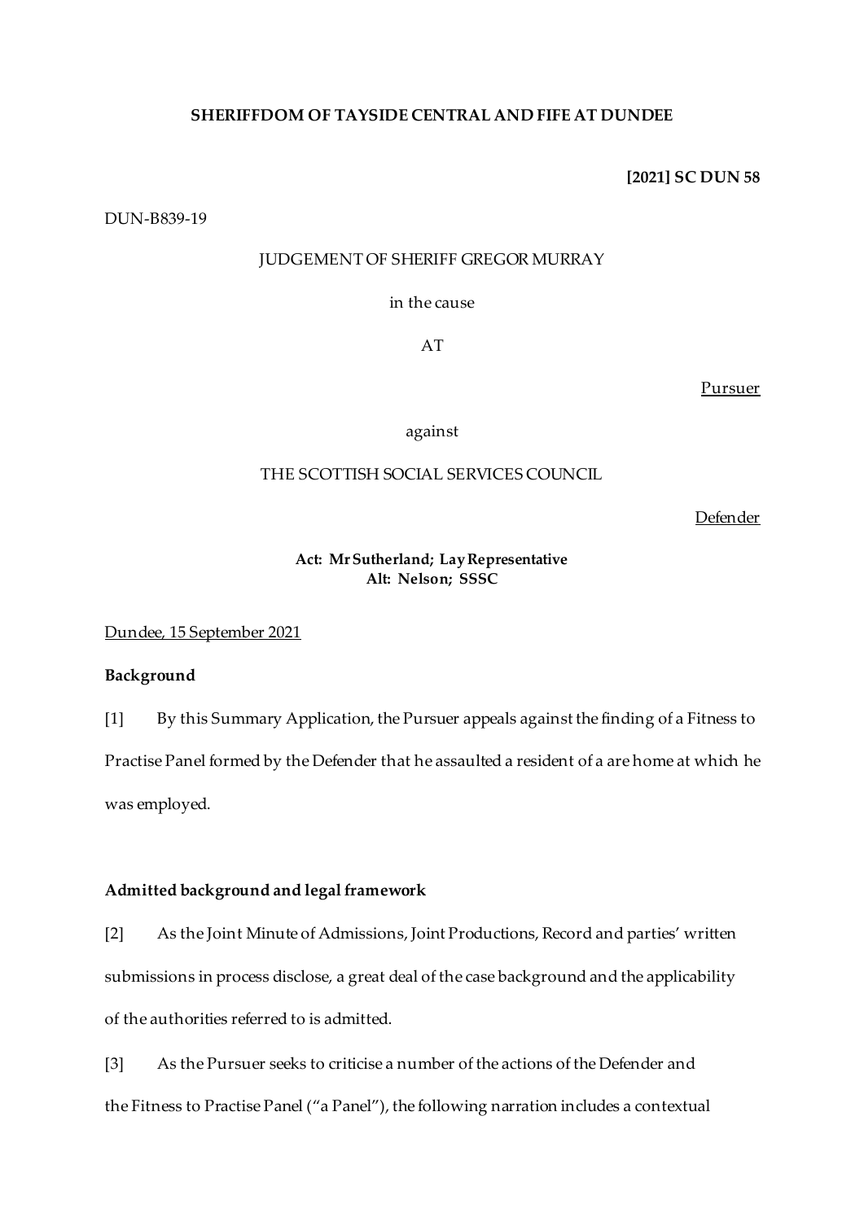**SHERIFFDOM OF TAYSIDE CENTRAL AND FIFE AT DUNDEE**

**[2021] SC DUN 58**

DUN-B839-19

JUDGEMENT OF SHERIFF GREGOR MURRAY

in the cause

AT

Pursuer

against

THE SCOTTISH SOCIAL SERVICES COUNCIL

Defender

**Act: Mr Sutherland; Lay Representative**
**Alt: Nelson; SSSC**

Dundee, 15 September 2021

**Background**

[1] By this Summary Application, the Pursuer appeals against the finding of a Fitness to Practise Panel formed by the Defender that he assaulted a resident of a are home at which he was employed.

**Admitted background and legal framework**

[2] As the Joint Minute of Admissions, Joint Productions, Record and parties' written submissions in process disclose, a great deal of the case background and the applicability of the authorities referred to is admitted.

[3] As the Pursuer seeks to criticise a number of the actions of the Defender and the Fitness to Practise Panel ("a Panel"), the following narration includes a contextual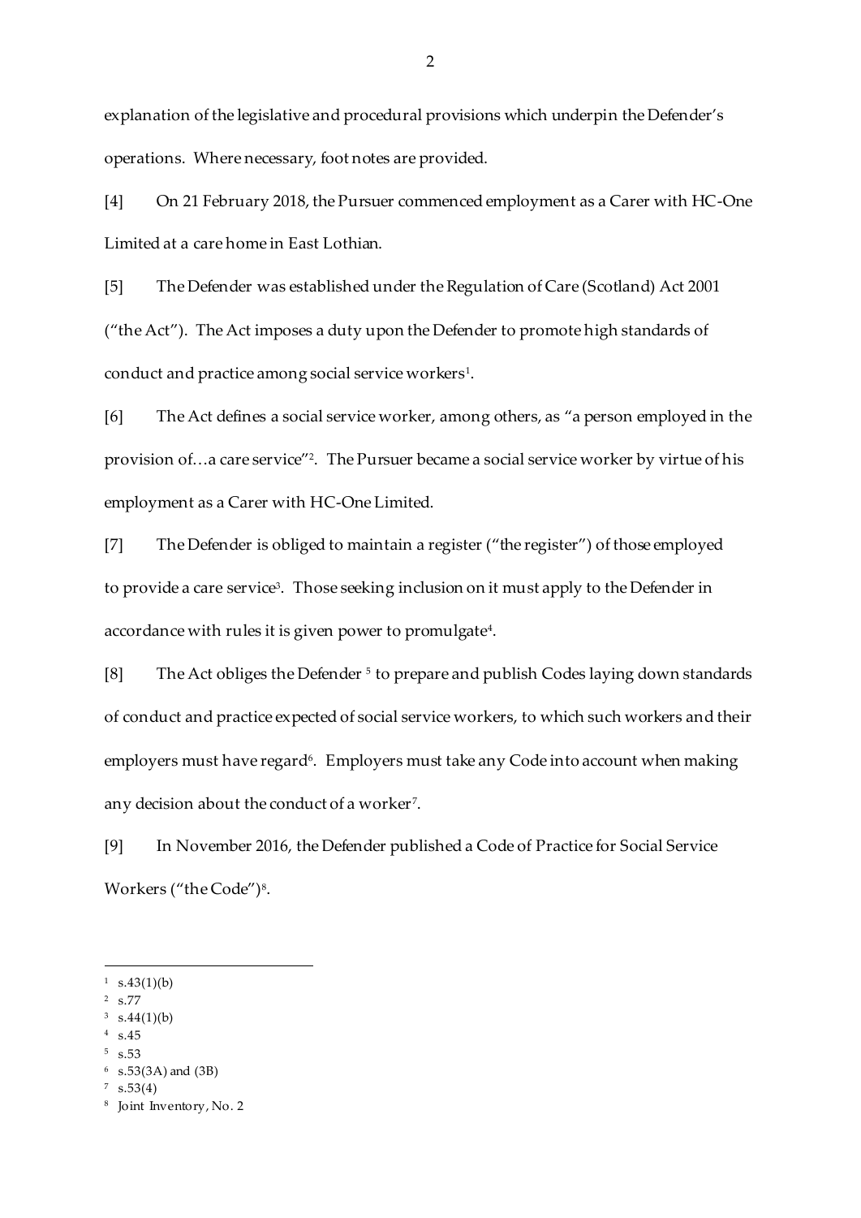explanation of the legislative and procedural provisions which underpin the Defender's operations. Where necessary, foot notes are provided.

[4] On 21 February 2018, the Pursuer commenced employment as a Carer with HC-One Limited at a care home in East Lothian.

[5] The Defender was established under the Regulation of Care (Scotland) Act 2001 ("the Act"). The Act imposes a duty upon the Defender to promote high standards of conduct and practice among social service workers[1].

[6] The Act defines a social service worker, among others, as "a person employed in the provision of…a care service"[2]. The Pursuer became a social service worker by virtue of his employment as a Carer with HC-One Limited.

[7] The Defender is obliged to maintain a register ("the register") of those employed to provide a care service[3]. Those seeking inclusion on it must apply to the Defender in accordance with rules it is given power to promulgate[4].

[8] The Act obliges the Defender [5] to prepare and publish Codes laying down standards of conduct and practice expected of social service workers, to which such workers and their employers must have regard[6]. Employers must take any Code into account when making any decision about the conduct of a worker[7].

[9] In November 2016, the Defender published a Code of Practice for Social Service Workers ("the Code")[8].

---

[1] s.43(1)(b)
[2] s.77
[3] s.44(1)(b)
[4] s.45
[5] s.53
[6] s.53(3A) and (3B)
[7] s.53(4)
[8] Joint Inventory, No. 2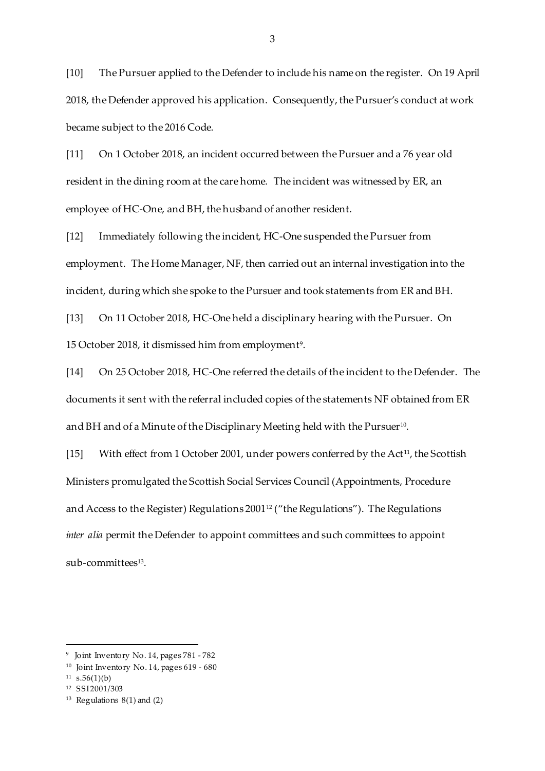[10] The Pursuer applied to the Defender to include his name on the register. On 19 April 2018, the Defender approved his application. Consequently, the Pursuer's conduct at work became subject to the 2016 Code.

[11] On 1 October 2018, an incident occurred between the Pursuer and a 76 year old resident in the dining room at the care home. The incident was witnessed by ER, an employee of HC-One, and BH, the husband of another resident.

[12] Immediately following the incident, HC-One suspended the Pursuer from employment. The Home Manager, NF, then carried out an internal investigation into the incident, during which she spoke to the Pursuer and took statements from ER and BH.

[13] On 11 October 2018, HC-One held a disciplinary hearing with the Pursuer. On 15 October 2018, it dismissed him from employment[9].

[14] On 25 October 2018, HC-One referred the details of the incident to the Defender. The documents it sent with the referral included copies of the statements NF obtained from ER and BH and of a Minute of the Disciplinary Meeting held with the Pursuer[10].

[15] With effect from 1 October 2001, under powers conferred by the Act[11], the Scottish Ministers promulgated the Scottish Social Services Council (Appointments, Procedure and Access to the Register) Regulations 2001[12] ("the Regulations"). The Regulations *inter alia* permit the Defender to appoint committees and such committees to appoint sub-committees[13].

---

[9] Joint Inventory No. 14, pages 781 - 782

[10] Joint Inventory No. 14, pages 619 - 680

[11] s.56(1)(b)

[12] SSI2001/303

[13] Regulations 8(1) and (2)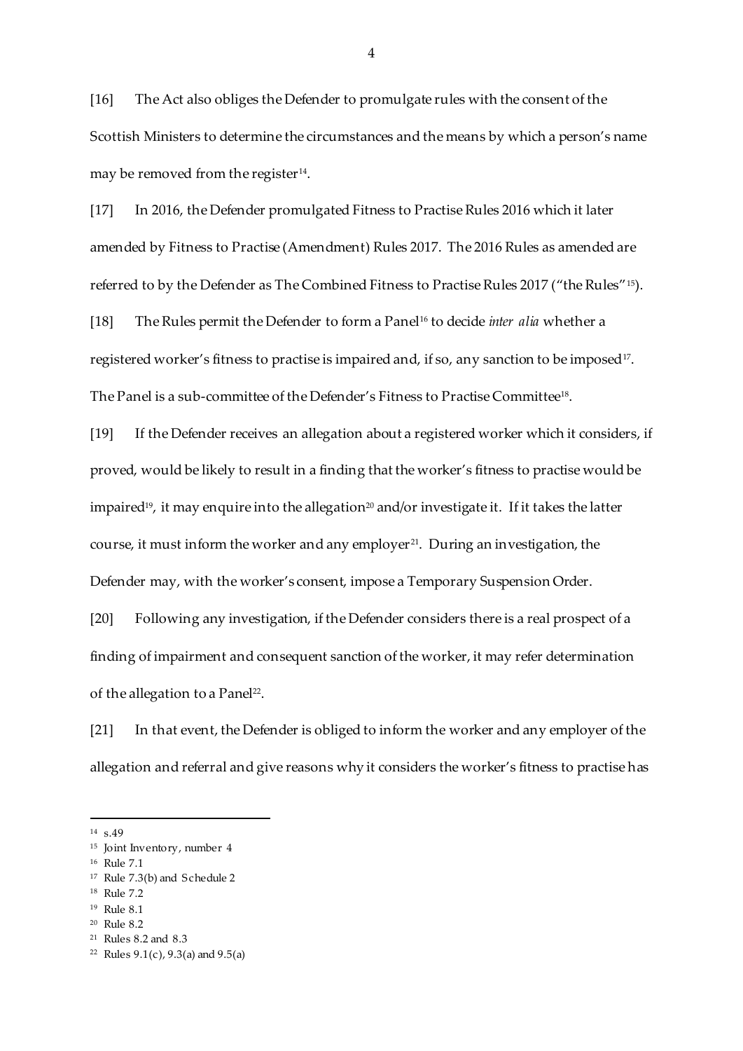[16] The Act also obliges the Defender to promulgate rules with the consent of the Scottish Ministers to determine the circumstances and the means by which a person's name may be removed from the register[14].

[17] In 2016, the Defender promulgated Fitness to Practise Rules 2016 which it later amended by Fitness to Practise (Amendment) Rules 2017. The 2016 Rules as amended are referred to by the Defender as The Combined Fitness to Practise Rules 2017 ("the Rules"[15]).

[18] The Rules permit the Defender to form a Panel[16] to decide *inter alia* whether a registered worker's fitness to practise is impaired and, if so, any sanction to be imposed[17]. The Panel is a sub-committee of the Defender's Fitness to Practise Committee[18].

[19] If the Defender receives an allegation about a registered worker which it considers, if proved, would be likely to result in a finding that the worker's fitness to practise would be impaired[19], it may enquire into the allegation[20] and/or investigate it. If it takes the latter course, it must inform the worker and any employer[21]. During an investigation, the Defender may, with the worker's consent, impose a Temporary Suspension Order.

[20] Following any investigation, if the Defender considers there is a real prospect of a finding of impairment and consequent sanction of the worker, it may refer determination of the allegation to a Panel[22].

[21] In that event, the Defender is obliged to inform the worker and any employer of the allegation and referral and give reasons why it considers the worker's fitness to practise has

---

[14] s.49
[15] Joint Inventory, number 4
[16] Rule 7.1
[17] Rule 7.3(b) and Schedule 2
[18] Rule 7.2
[19] Rule 8.1
[20] Rule 8.2
[21] Rules 8.2 and 8.3
[22] Rules 9.1(c), 9.3(a) and 9.5(a)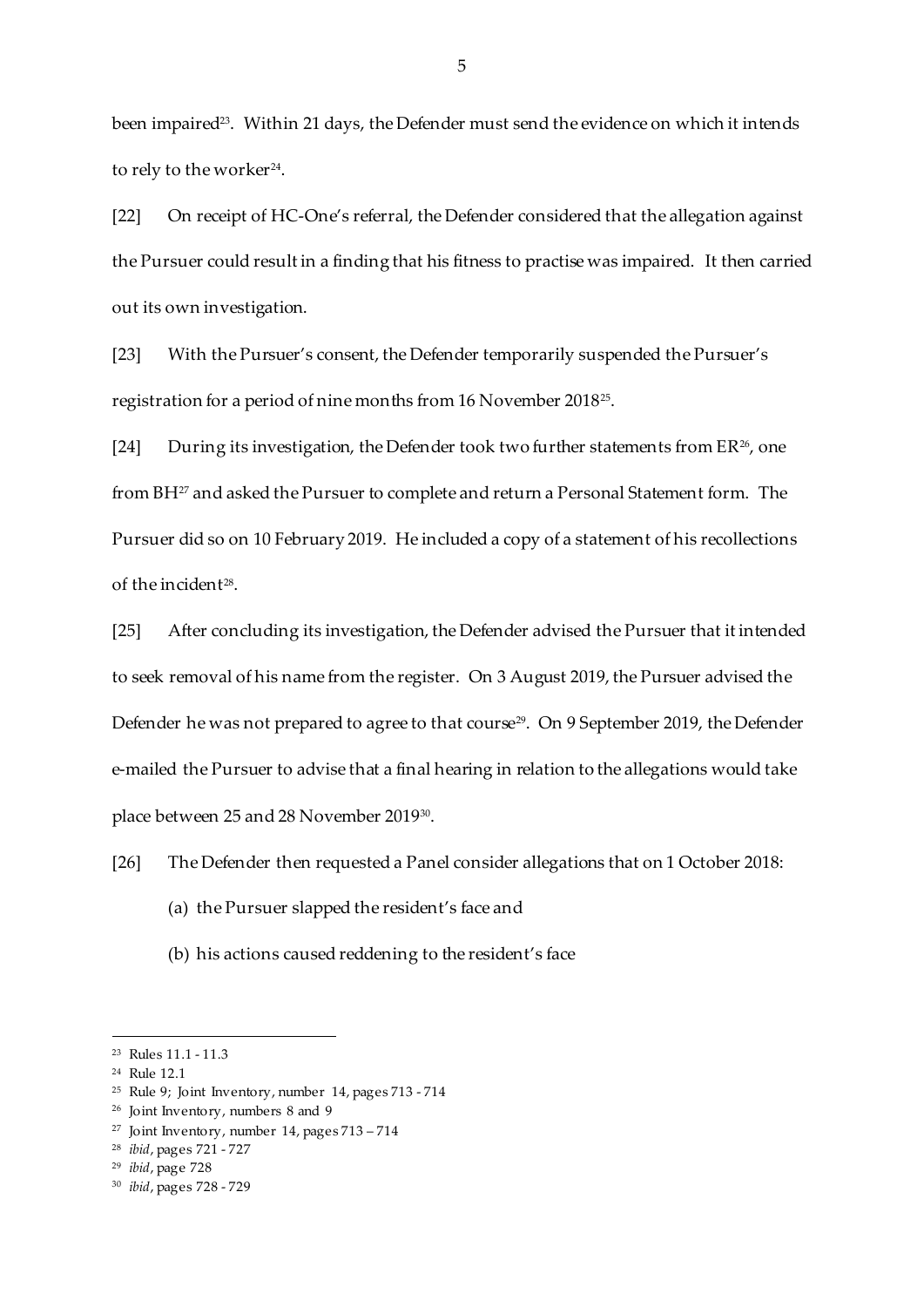been impaired[23]. Within 21 days, the Defender must send the evidence on which it intends to rely to the worker[24].

[22] On receipt of HC-One's referral, the Defender considered that the allegation against the Pursuer could result in a finding that his fitness to practise was impaired. It then carried out its own investigation.

[23] With the Pursuer's consent, the Defender temporarily suspended the Pursuer's registration for a period of nine months from 16 November 2018[25].

[24] During its investigation, the Defender took two further statements from ER[26], one from BH[27] and asked the Pursuer to complete and return a Personal Statement form. The Pursuer did so on 10 February 2019. He included a copy of a statement of his recollections of the incident[28].

[25] After concluding its investigation, the Defender advised the Pursuer that it intended to seek removal of his name from the register. On 3 August 2019, the Pursuer advised the Defender he was not prepared to agree to that course[29]. On 9 September 2019, the Defender e-mailed the Pursuer to advise that a final hearing in relation to the allegations would take place between 25 and 28 November 2019[30].

[26] The Defender then requested a Panel consider allegations that on 1 October 2018:

(a) the Pursuer slapped the resident's face and

(b) his actions caused reddening to the resident's face

---

[23] Rules 11.1 - 11.3

[24] Rule 12.1

[25] Rule 9; Joint Inventory, number 14, pages 713 - 714

[26] Joint Inventory, numbers 8 and 9

[27] Joint Inventory, number 14, pages 713 – 714

[28] *ibid*, pages 721 - 727

[29] *ibid*, page 728

[30] *ibid*, pages 728 - 729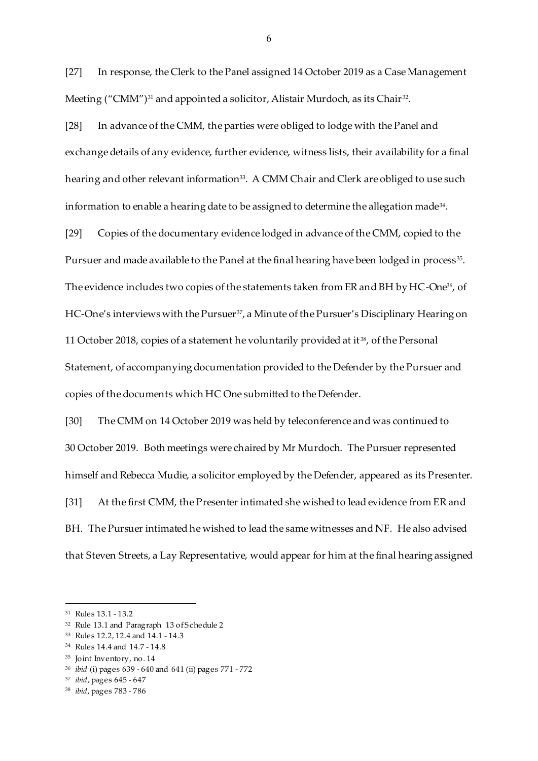[27] In response, the Clerk to the Panel assigned 14 October 2019 as a Case Management Meeting ("CMM")[31] and appointed a solicitor, Alistair Murdoch, as its Chair[32].

[28] In advance of the CMM, the parties were obliged to lodge with the Panel and exchange details of any evidence, further evidence, witness lists, their availability for a final hearing and other relevant information[33]. A CMM Chair and Clerk are obliged to use such information to enable a hearing date to be assigned to determine the allegation made[34].

[29] Copies of the documentary evidence lodged in advance of the CMM, copied to the Pursuer and made available to the Panel at the final hearing have been lodged in process[35]. The evidence includes two copies of the statements taken from ER and BH by HC-One[36], of HC-One's interviews with the Pursuer[37], a Minute of the Pursuer's Disciplinary Hearing on 11 October 2018, copies of a statement he voluntarily provided at it[38], of the Personal Statement, of accompanying documentation provided to the Defender by the Pursuer and copies of the documents which HC One submitted to the Defender.

[30] The CMM on 14 October 2019 was held by teleconference and was continued to 30 October 2019. Both meetings were chaired by Mr Murdoch. The Pursuer represented himself and Rebecca Mudie, a solicitor employed by the Defender, appeared as its Presenter.

[31] At the first CMM, the Presenter intimated she wished to lead evidence from ER and BH. The Pursuer intimated he wished to lead the same witnesses and NF. He also advised that Steven Streets, a Lay Representative, would appear for him at the final hearing assigned

---

[31] Rules 13.1 - 13.2

[32] Rule 13.1 and Paragraph 13 of Schedule 2

[33] Rules 12.2, 12.4 and 14.1 - 14.3

[34] Rules 14.4 and 14.7 - 14.8

[35] Joint Inventory, no. 14

[36] *ibid* (i) pages 639 - 640 and 641 (ii) pages 771 - 772

[37] *ibid*, pages 645 - 647

[38] *ibid*, pages 783 - 786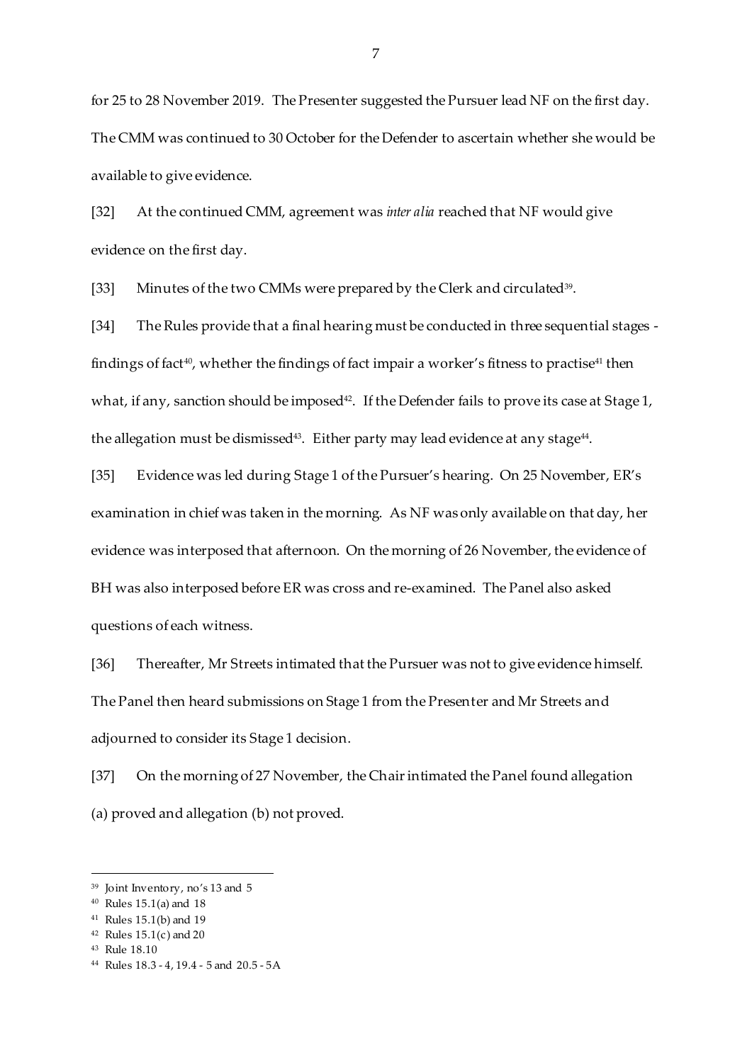for 25 to 28 November 2019. The Presenter suggested the Pursuer lead NF on the first day. The CMM was continued to 30 October for the Defender to ascertain whether she would be available to give evidence.

[32] At the continued CMM, agreement was *inter alia* reached that NF would give evidence on the first day.

[33] Minutes of the two CMMs were prepared by the Clerk and circulated[39].

[34] The Rules provide that a final hearing must be conducted in three sequential stages - findings of fact[40], whether the findings of fact impair a worker's fitness to practise[41] then what, if any, sanction should be imposed[42]. If the Defender fails to prove its case at Stage 1, the allegation must be dismissed[43]. Either party may lead evidence at any stage[44].

[35] Evidence was led during Stage 1 of the Pursuer's hearing. On 25 November, ER's examination in chief was taken in the morning. As NF was only available on that day, her evidence was interposed that afternoon. On the morning of 26 November, the evidence of BH was also interposed before ER was cross and re-examined. The Panel also asked questions of each witness.

[36] Thereafter, Mr Streets intimated that the Pursuer was not to give evidence himself. The Panel then heard submissions on Stage 1 from the Presenter and Mr Streets and adjourned to consider its Stage 1 decision.

[37] On the morning of 27 November, the Chair intimated the Panel found allegation (a) proved and allegation (b) not proved.

---

[39] Joint Inventory, no's 13 and 5

[40] Rules 15.1(a) and 18

[41] Rules 15.1(b) and 19

[42] Rules 15.1(c) and 20

[43] Rule 18.10

[44] Rules 18.3 - 4, 19.4 - 5 and 20.5 - 5A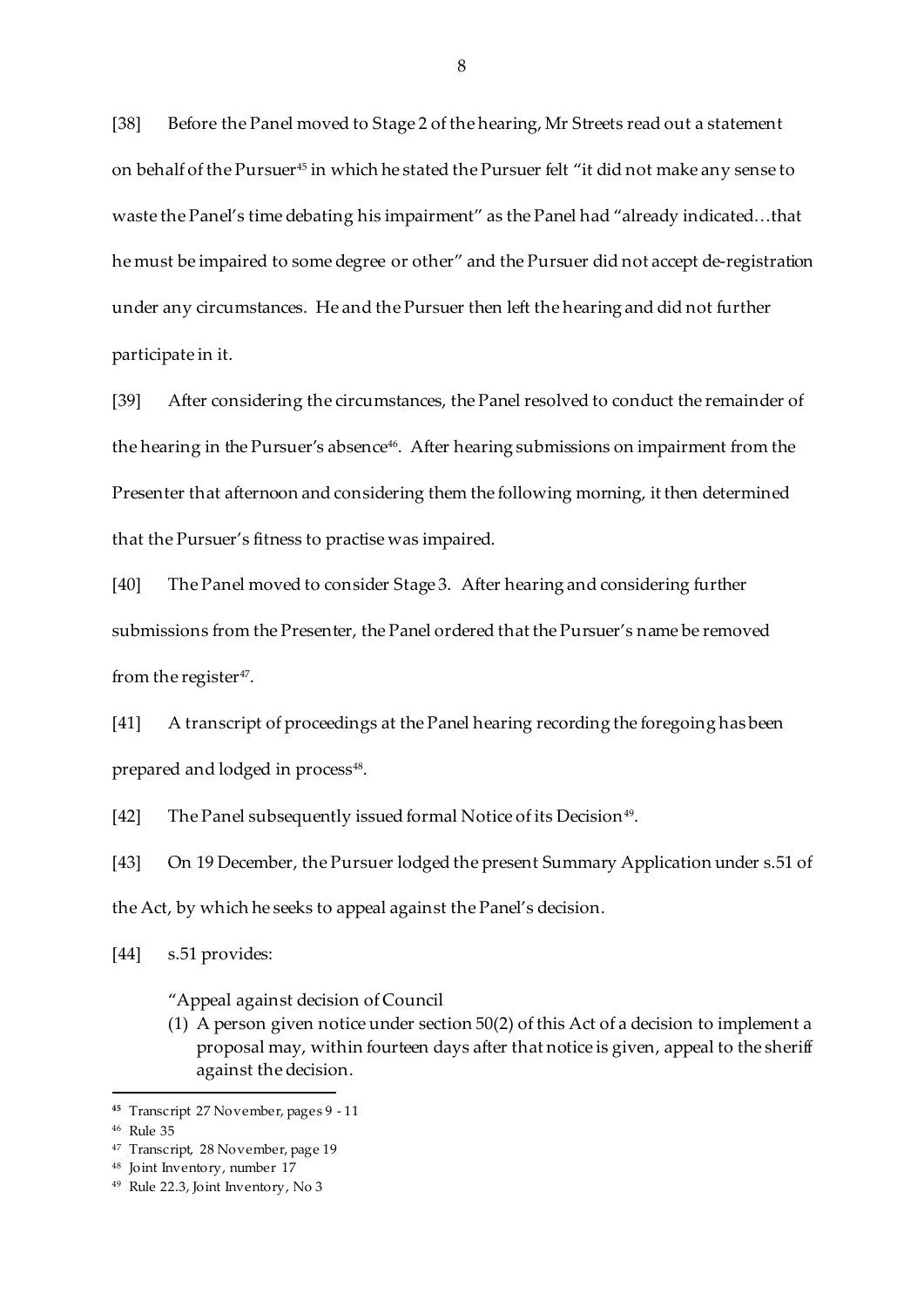[38] Before the Panel moved to Stage 2 of the hearing, Mr Streets read out a statement on behalf of the Pursuer[45] in which he stated the Pursuer felt "it did not make any sense to waste the Panel's time debating his impairment" as the Panel had "already indicated…that he must be impaired to some degree or other" and the Pursuer did not accept de-registration under any circumstances. He and the Pursuer then left the hearing and did not further participate in it.

[39] After considering the circumstances, the Panel resolved to conduct the remainder of the hearing in the Pursuer's absence[46]. After hearing submissions on impairment from the Presenter that afternoon and considering them the following morning, it then determined that the Pursuer's fitness to practise was impaired.

[40] The Panel moved to consider Stage 3. After hearing and considering further submissions from the Presenter, the Panel ordered that the Pursuer's name be removed from the register[47].

[41] A transcript of proceedings at the Panel hearing recording the foregoing has been prepared and lodged in process[48].

[42] The Panel subsequently issued formal Notice of its Decision[49].

[43] On 19 December, the Pursuer lodged the present Summary Application under s.51 of the Act, by which he seeks to appeal against the Panel's decision.

[44] s.51 provides:

> "Appeal against decision of Council
>
> (1) A person given notice under section 50(2) of this Act of a decision to implement a proposal may, within fourteen days after that notice is given, appeal to the sheriff against the decision.

---

[45] Transcript 27 November, pages 9 - 11

[46] Rule 35

[47] Transcript, 28 November, page 19

[48] Joint Inventory, number 17

[49] Rule 22.3, Joint Inventory, No 3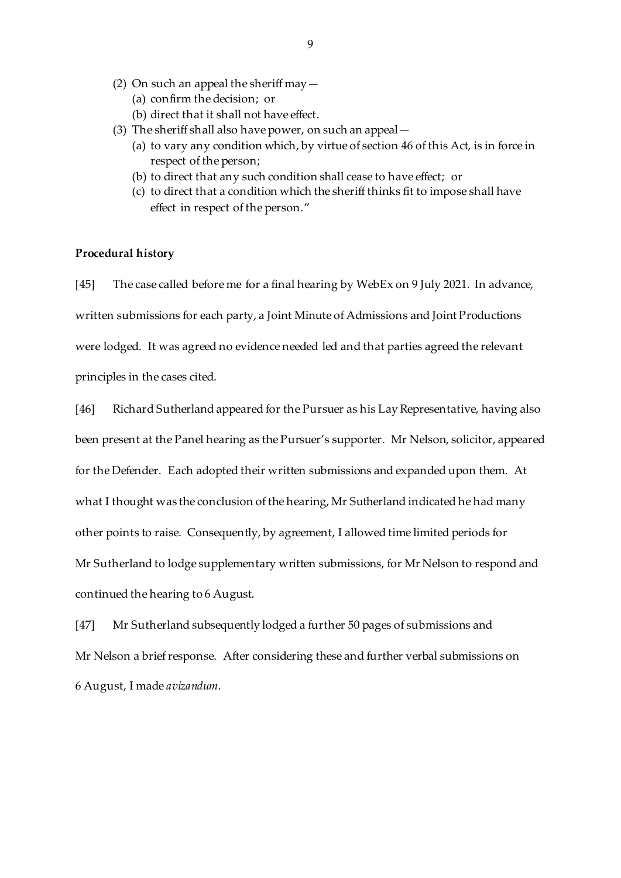(2) On such an appeal the sheriff may—
   (a) confirm the decision; or
   (b) direct that it shall not have effect.
(3) The sheriff shall also have power, on such an appeal—
   (a) to vary any condition which, by virtue of section 46 of this Act, is in force in respect of the person;
   (b) to direct that any such condition shall cease to have effect; or
   (c) to direct that a condition which the sheriff thinks fit to impose shall have effect in respect of the person."

**Procedural history**

[45] The case called before me for a final hearing by WebEx on 9 July 2021. In advance, written submissions for each party, a Joint Minute of Admissions and Joint Productions were lodged. It was agreed no evidence needed led and that parties agreed the relevant principles in the cases cited.

[46] Richard Sutherland appeared for the Pursuer as his Lay Representative, having also been present at the Panel hearing as the Pursuer's supporter. Mr Nelson, solicitor, appeared for the Defender. Each adopted their written submissions and expanded upon them. At what I thought was the conclusion of the hearing, Mr Sutherland indicated he had many other points to raise. Consequently, by agreement, I allowed time limited periods for Mr Sutherland to lodge supplementary written submissions, for Mr Nelson to respond and continued the hearing to 6 August.

[47] Mr Sutherland subsequently lodged a further 50 pages of submissions and Mr Nelson a brief response. After considering these and further verbal submissions on 6 August, I made *avizandum*.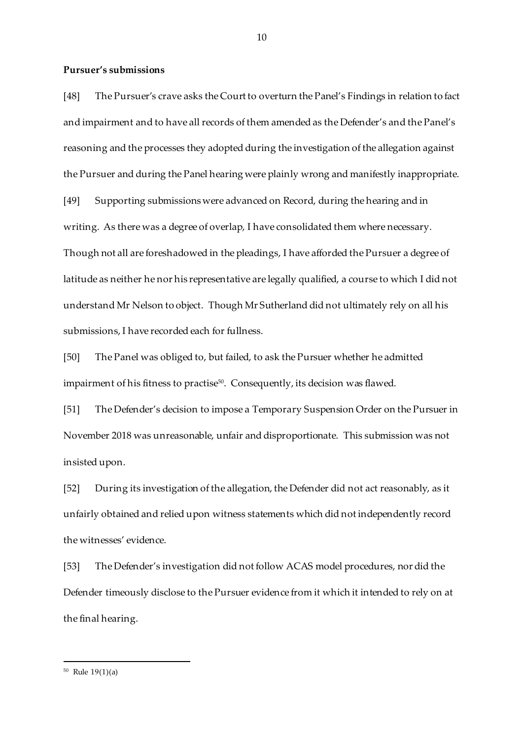**Pursuer's submissions**

[48] The Pursuer's crave asks the Court to overturn the Panel's Findings in relation to fact and impairment and to have all records of them amended as the Defender's and the Panel's reasoning and the processes they adopted during the investigation of the allegation against the Pursuer and during the Panel hearing were plainly wrong and manifestly inappropriate.

[49] Supporting submissions were advanced on Record, during the hearing and in writing. As there was a degree of overlap, I have consolidated them where necessary. Though not all are foreshadowed in the pleadings, I have afforded the Pursuer a degree of latitude as neither he nor his representative are legally qualified, a course to which I did not understand Mr Nelson to object. Though Mr Sutherland did not ultimately rely on all his submissions, I have recorded each for fullness.

[50] The Panel was obliged to, but failed, to ask the Pursuer whether he admitted impairment of his fitness to practise[50]. Consequently, its decision was flawed.

[51] The Defender's decision to impose a Temporary Suspension Order on the Pursuer in November 2018 was unreasonable, unfair and disproportionate. This submission was not insisted upon.

[52] During its investigation of the allegation, the Defender did not act reasonably, as it unfairly obtained and relied upon witness statements which did not independently record the witnesses' evidence.

[53] The Defender's investigation did not follow ACAS model procedures, nor did the Defender timeously disclose to the Pursuer evidence from it which it intended to rely on at the final hearing.

---

[50] Rule 19(1)(a)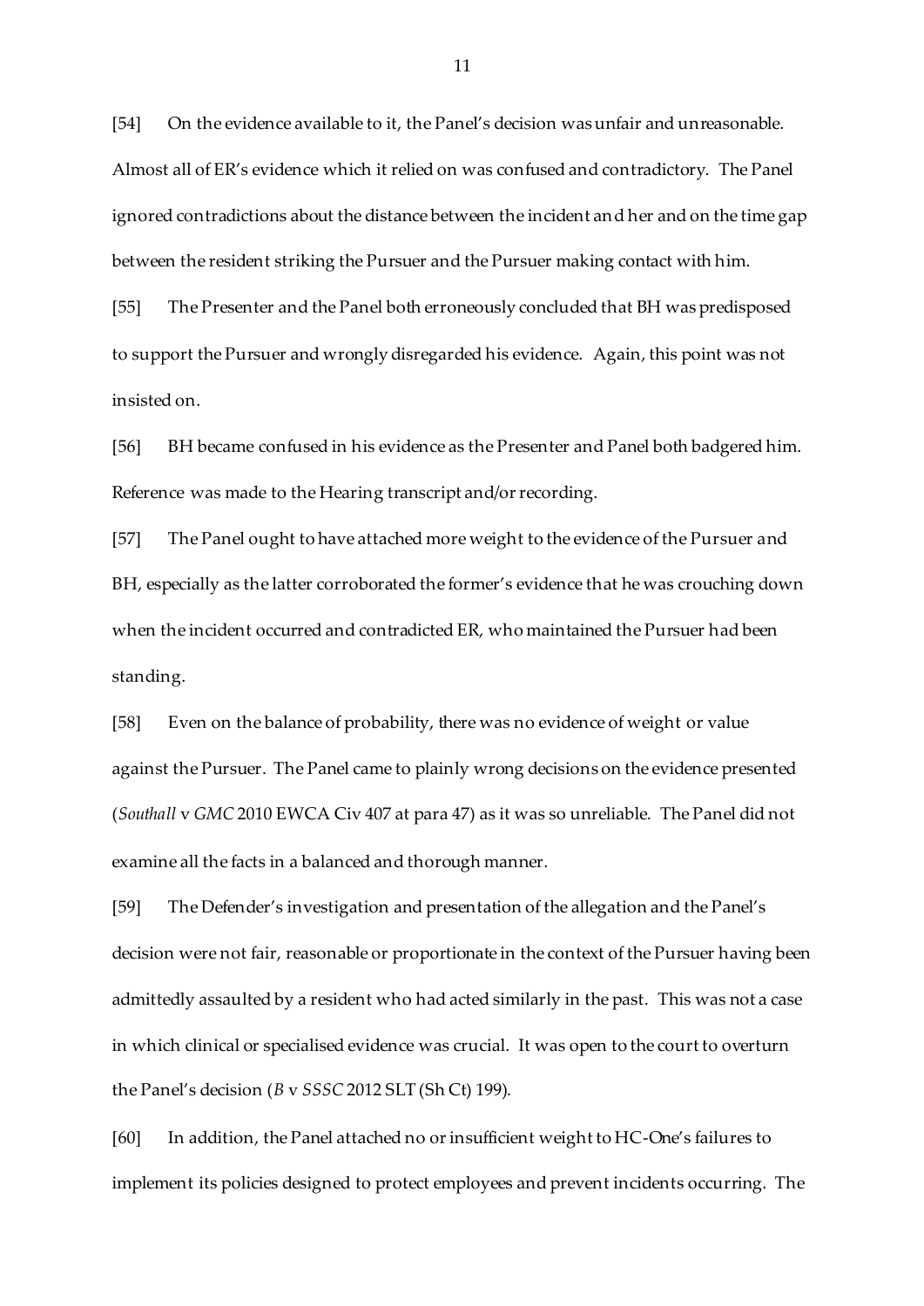[54] On the evidence available to it, the Panel's decision was unfair and unreasonable. Almost all of ER's evidence which it relied on was confused and contradictory. The Panel ignored contradictions about the distance between the incident and her and on the time gap between the resident striking the Pursuer and the Pursuer making contact with him.

[55] The Presenter and the Panel both erroneously concluded that BH was predisposed to support the Pursuer and wrongly disregarded his evidence. Again, this point was not insisted on.

[56] BH became confused in his evidence as the Presenter and Panel both badgered him. Reference was made to the Hearing transcript and/or recording.

[57] The Panel ought to have attached more weight to the evidence of the Pursuer and BH, especially as the latter corroborated the former's evidence that he was crouching down when the incident occurred and contradicted ER, who maintained the Pursuer had been standing.

[58] Even on the balance of probability, there was no evidence of weight or value against the Pursuer. The Panel came to plainly wrong decisions on the evidence presented (*Southall* v *GMC* 2010 EWCA Civ 407 at para 47) as it was so unreliable. The Panel did not examine all the facts in a balanced and thorough manner.

[59] The Defender's investigation and presentation of the allegation and the Panel's decision were not fair, reasonable or proportionate in the context of the Pursuer having been admittedly assaulted by a resident who had acted similarly in the past. This was not a case in which clinical or specialised evidence was crucial. It was open to the court to overturn the Panel's decision (*B* v *SSSC* 2012 SLT (Sh Ct) 199).

[60] In addition, the Panel attached no or insufficient weight to HC-One's failures to implement its policies designed to protect employees and prevent incidents occurring. The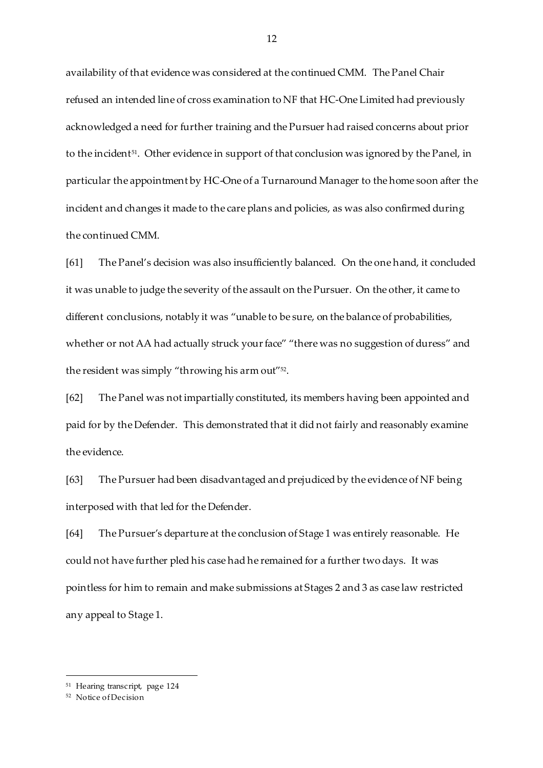availability of that evidence was considered at the continued CMM. The Panel Chair refused an intended line of cross examination to NF that HC-One Limited had previously acknowledged a need for further training and the Pursuer had raised concerns about prior to the incident[51]. Other evidence in support of that conclusion was ignored by the Panel, in particular the appointment by HC-One of a Turnaround Manager to the home soon after the incident and changes it made to the care plans and policies, as was also confirmed during the continued CMM.

[61] The Panel's decision was also insufficiently balanced. On the one hand, it concluded it was unable to judge the severity of the assault on the Pursuer. On the other, it came to different conclusions, notably it was "unable to be sure, on the balance of probabilities, whether or not AA had actually struck your face" "there was no suggestion of duress" and the resident was simply "throwing his arm out"[52].

[62] The Panel was not impartially constituted, its members having been appointed and paid for by the Defender. This demonstrated that it did not fairly and reasonably examine the evidence.

[63] The Pursuer had been disadvantaged and prejudiced by the evidence of NF being interposed with that led for the Defender.

[64] The Pursuer's departure at the conclusion of Stage 1 was entirely reasonable. He could not have further pled his case had he remained for a further two days. It was pointless for him to remain and make submissions at Stages 2 and 3 as case law restricted any appeal to Stage 1.

---

[51] Hearing transcript, page 124

[52] Notice of Decision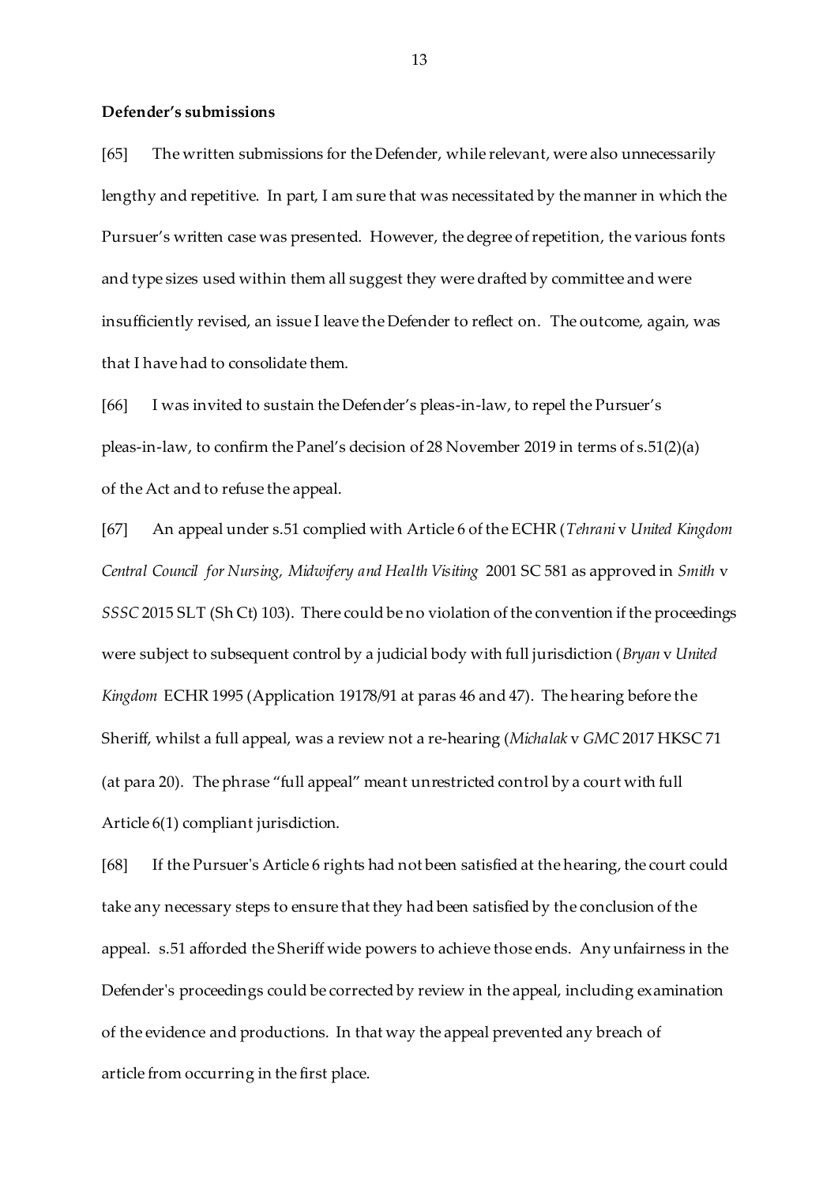**Defender's submissions**

[65] The written submissions for the Defender, while relevant, were also unnecessarily lengthy and repetitive. In part, I am sure that was necessitated by the manner in which the Pursuer's written case was presented. However, the degree of repetition, the various fonts and type sizes used within them all suggest they were drafted by committee and were insufficiently revised, an issue I leave the Defender to reflect on. The outcome, again, was that I have had to consolidate them.

[66] I was invited to sustain the Defender's pleas-in-law, to repel the Pursuer's pleas-in-law, to confirm the Panel's decision of 28 November 2019 in terms of s.51(2)(a) of the Act and to refuse the appeal.

[67] An appeal under s.51 complied with Article 6 of the ECHR (*Tehrani* v *United Kingdom Central Council for Nursing, Midwifery and Health Visiting* 2001 SC 581 as approved in *Smith* v *SSSC* 2015 SLT (Sh Ct) 103). There could be no violation of the convention if the proceedings were subject to subsequent control by a judicial body with full jurisdiction (*Bryan* v *United Kingdom* ECHR 1995 (Application 19178/91 at paras 46 and 47). The hearing before the Sheriff, whilst a full appeal, was a review not a re-hearing (*Michalak* v *GMC* 2017 HKSC 71 (at para 20). The phrase "full appeal" meant unrestricted control by a court with full Article 6(1) compliant jurisdiction.

[68] If the Pursuer's Article 6 rights had not been satisfied at the hearing, the court could take any necessary steps to ensure that they had been satisfied by the conclusion of the appeal. s.51 afforded the Sheriff wide powers to achieve those ends. Any unfairness in the Defender's proceedings could be corrected by review in the appeal, including examination of the evidence and productions. In that way the appeal prevented any breach of article from occurring in the first place.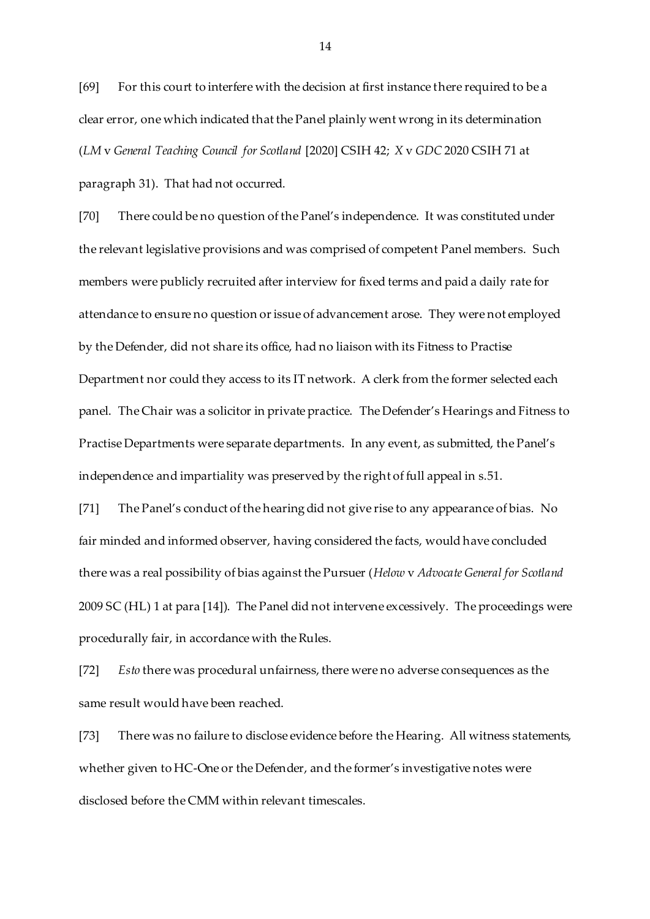[69] For this court to interfere with the decision at first instance there required to be a clear error, one which indicated that the Panel plainly went wrong in its determination (*LM* v *General Teaching Council for Scotland* [2020] CSIH 42; *X* v *GDC* 2020 CSIH 71 at paragraph 31). That had not occurred.

[70] There could be no question of the Panel's independence. It was constituted under the relevant legislative provisions and was comprised of competent Panel members. Such members were publicly recruited after interview for fixed terms and paid a daily rate for attendance to ensure no question or issue of advancement arose. They were not employed by the Defender, did not share its office, had no liaison with its Fitness to Practise Department nor could they access to its IT network. A clerk from the former selected each panel. The Chair was a solicitor in private practice. The Defender's Hearings and Fitness to Practise Departments were separate departments. In any event, as submitted, the Panel's independence and impartiality was preserved by the right of full appeal in s.51.

[71] The Panel's conduct of the hearing did not give rise to any appearance of bias. No fair minded and informed observer, having considered the facts, would have concluded there was a real possibility of bias against the Pursuer (*Helow* v *Advocate General for Scotland* 2009 SC (HL) 1 at para [14]). The Panel did not intervene excessively. The proceedings were procedurally fair, in accordance with the Rules.

[72] *Esto* there was procedural unfairness, there were no adverse consequences as the same result would have been reached.

[73] There was no failure to disclose evidence before the Hearing. All witness statements, whether given to HC-One or the Defender, and the former's investigative notes were disclosed before the CMM within relevant timescales.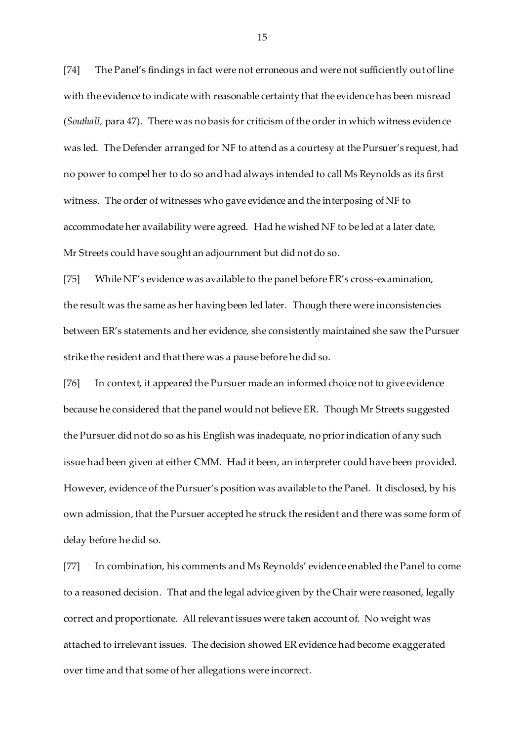[74] The Panel's findings in fact were not erroneous and were not sufficiently out of line with the evidence to indicate with reasonable certainty that the evidence has been misread (*Southall,* para 47). There was no basis for criticism of the order in which witness evidence was led. The Defender arranged for NF to attend as a courtesy at the Pursuer's request, had no power to compel her to do so and had always intended to call Ms Reynolds as its first witness. The order of witnesses who gave evidence and the interposing of NF to accommodate her availability were agreed. Had he wished NF to be led at a later date, Mr Streets could have sought an adjournment but did not do so.

[75] While NF's evidence was available to the panel before ER's cross-examination, the result was the same as her having been led later. Though there were inconsistencies between ER's statements and her evidence, she consistently maintained she saw the Pursuer strike the resident and that there was a pause before he did so.

[76] In context, it appeared the Pursuer made an informed choice not to give evidence because he considered that the panel would not believe ER. Though Mr Streets suggested the Pursuer did not do so as his English was inadequate, no prior indication of any such issue had been given at either CMM. Had it been, an interpreter could have been provided. However, evidence of the Pursuer's position was available to the Panel. It disclosed, by his own admission, that the Pursuer accepted he struck the resident and there was some form of delay before he did so.

[77] In combination, his comments and Ms Reynolds' evidence enabled the Panel to come to a reasoned decision. That and the legal advice given by the Chair were reasoned, legally correct and proportionate. All relevant issues were taken account of. No weight was attached to irrelevant issues. The decision showed ER evidence had become exaggerated over time and that some of her allegations were incorrect.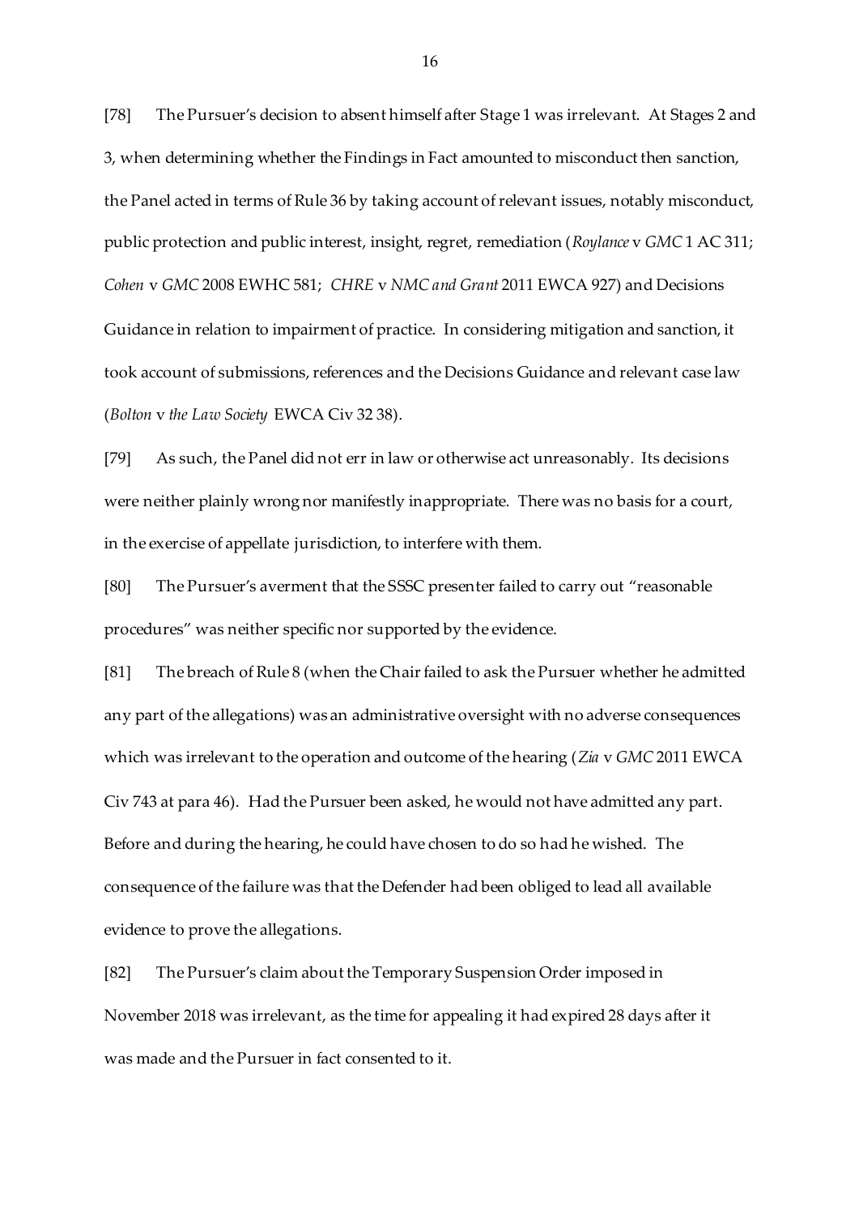[78] The Pursuer's decision to absent himself after Stage 1 was irrelevant. At Stages 2 and 3, when determining whether the Findings in Fact amounted to misconduct then sanction, the Panel acted in terms of Rule 36 by taking account of relevant issues, notably misconduct, public protection and public interest, insight, regret, remediation (*Roylance* v *GMC* 1 AC 311; *Cohen* v *GMC* 2008 EWHC 581; *CHRE* v *NMC and Grant* 2011 EWCA 927) and Decisions Guidance in relation to impairment of practice. In considering mitigation and sanction, it took account of submissions, references and the Decisions Guidance and relevant case law (*Bolton* v *the Law Society* EWCA Civ 32 38).

[79] As such, the Panel did not err in law or otherwise act unreasonably. Its decisions were neither plainly wrong nor manifestly inappropriate. There was no basis for a court, in the exercise of appellate jurisdiction, to interfere with them.

[80] The Pursuer's averment that the SSSC presenter failed to carry out "reasonable procedures" was neither specific nor supported by the evidence.

[81] The breach of Rule 8 (when the Chair failed to ask the Pursuer whether he admitted any part of the allegations) was an administrative oversight with no adverse consequences which was irrelevant to the operation and outcome of the hearing (*Zia* v *GMC* 2011 EWCA Civ 743 at para 46). Had the Pursuer been asked, he would not have admitted any part. Before and during the hearing, he could have chosen to do so had he wished. The consequence of the failure was that the Defender had been obliged to lead all available evidence to prove the allegations.

[82] The Pursuer's claim about the Temporary Suspension Order imposed in November 2018 was irrelevant, as the time for appealing it had expired 28 days after it was made and the Pursuer in fact consented to it.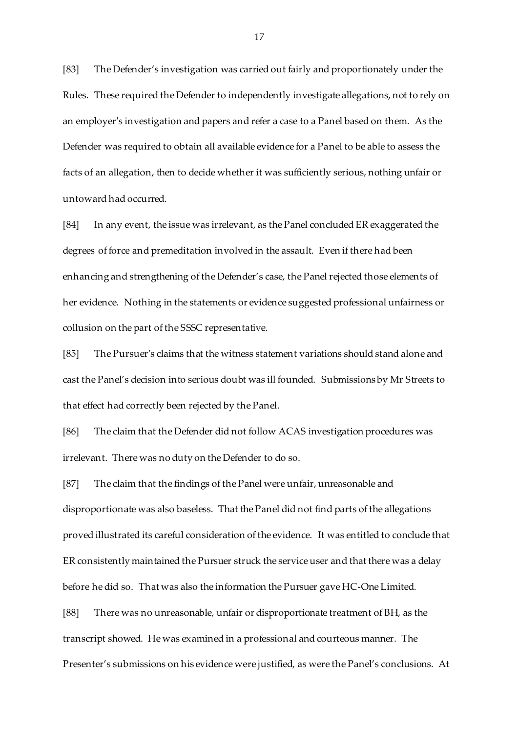[83] The Defender's investigation was carried out fairly and proportionately under the Rules. These required the Defender to independently investigate allegations, not to rely on an employer's investigation and papers and refer a case to a Panel based on them. As the Defender was required to obtain all available evidence for a Panel to be able to assess the facts of an allegation, then to decide whether it was sufficiently serious, nothing unfair or untoward had occurred.

[84] In any event, the issue was irrelevant, as the Panel concluded ER exaggerated the degrees of force and premeditation involved in the assault. Even if there had been enhancing and strengthening of the Defender's case, the Panel rejected those elements of her evidence. Nothing in the statements or evidence suggested professional unfairness or collusion on the part of the SSSC representative.

[85] The Pursuer's claims that the witness statement variations should stand alone and cast the Panel's decision into serious doubt was ill founded. Submissions by Mr Streets to that effect had correctly been rejected by the Panel.

[86] The claim that the Defender did not follow ACAS investigation procedures was irrelevant. There was no duty on the Defender to do so.

[87] The claim that the findings of the Panel were unfair, unreasonable and disproportionate was also baseless. That the Panel did not find parts of the allegations proved illustrated its careful consideration of the evidence. It was entitled to conclude that ER consistently maintained the Pursuer struck the service user and that there was a delay before he did so. That was also the information the Pursuer gave HC-One Limited.

[88] There was no unreasonable, unfair or disproportionate treatment of BH, as the transcript showed. He was examined in a professional and courteous manner. The Presenter's submissions on his evidence were justified, as were the Panel's conclusions. At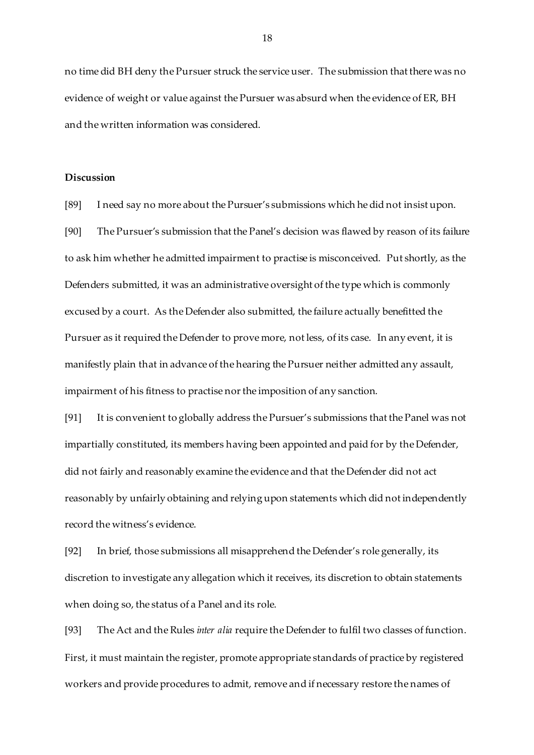no time did BH deny the Pursuer struck the service user. The submission that there was no evidence of weight or value against the Pursuer was absurd when the evidence of ER, BH and the written information was considered.

**Discussion**

[89] I need say no more about the Pursuer's submissions which he did not insist upon.

[90] The Pursuer's submission that the Panel's decision was flawed by reason of its failure to ask him whether he admitted impairment to practise is misconceived. Put shortly, as the Defenders submitted, it was an administrative oversight of the type which is commonly excused by a court. As the Defender also submitted, the failure actually benefitted the Pursuer as it required the Defender to prove more, not less, of its case. In any event, it is manifestly plain that in advance of the hearing the Pursuer neither admitted any assault, impairment of his fitness to practise nor the imposition of any sanction.

[91] It is convenient to globally address the Pursuer's submissions that the Panel was not impartially constituted, its members having been appointed and paid for by the Defender, did not fairly and reasonably examine the evidence and that the Defender did not act reasonably by unfairly obtaining and relying upon statements which did not independently record the witness's evidence.

[92] In brief, those submissions all misapprehend the Defender's role generally, its discretion to investigate any allegation which it receives, its discretion to obtain statements when doing so, the status of a Panel and its role.

[93] The Act and the Rules *inter alia* require the Defender to fulfil two classes of function. First, it must maintain the register, promote appropriate standards of practice by registered workers and provide procedures to admit, remove and if necessary restore the names of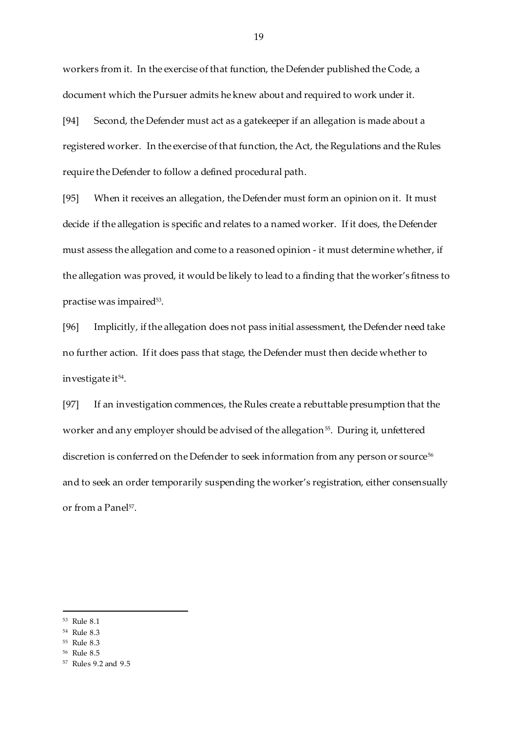workers from it. In the exercise of that function, the Defender published the Code, a document which the Pursuer admits he knew about and required to work under it.

[94] Second, the Defender must act as a gatekeeper if an allegation is made about a registered worker. In the exercise of that function, the Act, the Regulations and the Rules require the Defender to follow a defined procedural path.

[95] When it receives an allegation, the Defender must form an opinion on it. It must decide if the allegation is specific and relates to a named worker. If it does, the Defender must assess the allegation and come to a reasoned opinion - it must determine whether, if the allegation was proved, it would be likely to lead to a finding that the worker's fitness to practise was impaired[53].

[96] Implicitly, if the allegation does not pass initial assessment, the Defender need take no further action. If it does pass that stage, the Defender must then decide whether to investigate it[54].

[97] If an investigation commences, the Rules create a rebuttable presumption that the worker and any employer should be advised of the allegation[55]. During it, unfettered discretion is conferred on the Defender to seek information from any person or source[56] and to seek an order temporarily suspending the worker's registration, either consensually or from a Panel[57].

---

[53] Rule 8.1

[54] Rule 8.3

[55] Rule 8.3

[56] Rule 8.5

[57] Rules 9.2 and 9.5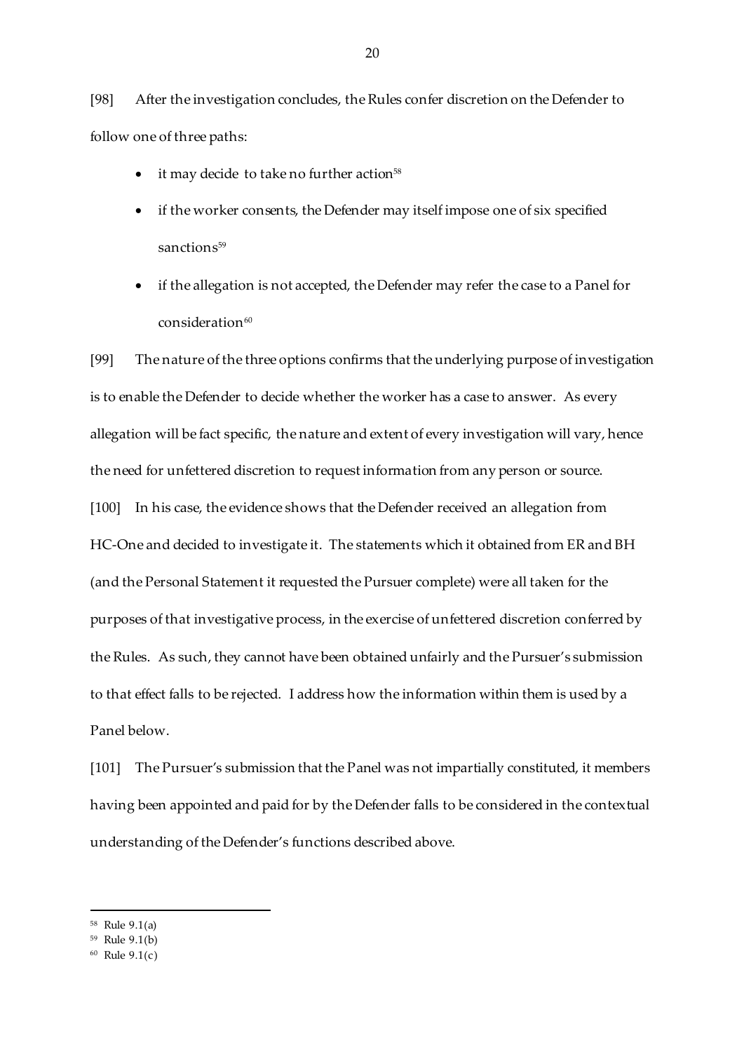[98] After the investigation concludes, the Rules confer discretion on the Defender to follow one of three paths:

- it may decide to take no further action[58]
- if the worker consents, the Defender may itself impose one of six specified sanctions[59]
- if the allegation is not accepted, the Defender may refer the case to a Panel for consideration[60]

[99] The nature of the three options confirms that the underlying purpose of investigation is to enable the Defender to decide whether the worker has a case to answer. As every allegation will be fact specific, the nature and extent of every investigation will vary, hence the need for unfettered discretion to request information from any person or source.

[100] In his case, the evidence shows that the Defender received an allegation from HC-One and decided to investigate it. The statements which it obtained from ER and BH (and the Personal Statement it requested the Pursuer complete) were all taken for the purposes of that investigative process, in the exercise of unfettered discretion conferred by the Rules. As such, they cannot have been obtained unfairly and the Pursuer's submission to that effect falls to be rejected. I address how the information within them is used by a Panel below.

[101] The Pursuer's submission that the Panel was not impartially constituted, it members having been appointed and paid for by the Defender falls to be considered in the contextual understanding of the Defender's functions described above.

---

[58] Rule 9.1(a)

[59] Rule 9.1(b)

[60] Rule 9.1(c)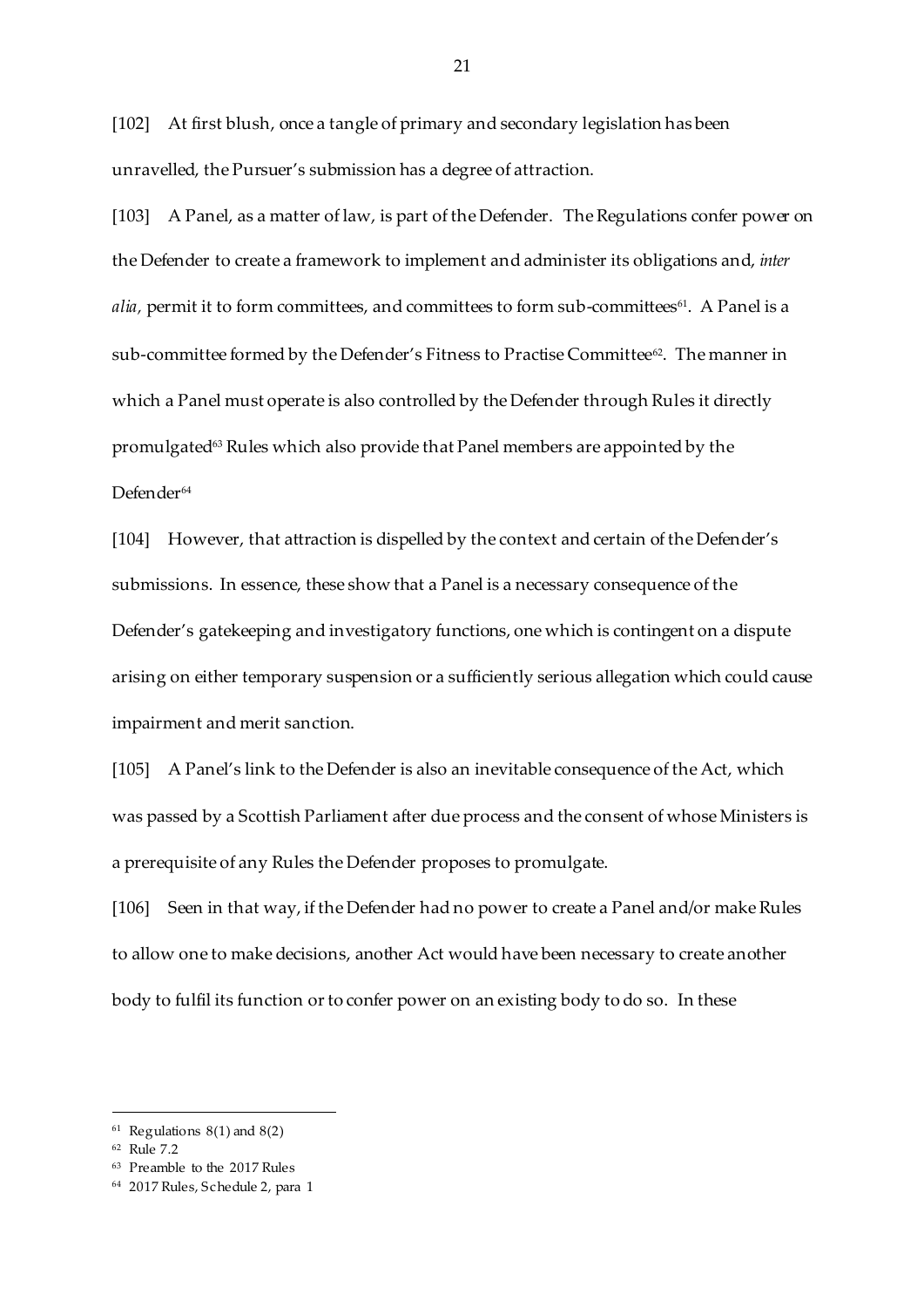[102] At first blush, once a tangle of primary and secondary legislation has been unravelled, the Pursuer's submission has a degree of attraction.

[103] A Panel, as a matter of law, is part of the Defender. The Regulations confer power on the Defender to create a framework to implement and administer its obligations and, *inter alia,* permit it to form committees, and committees to form sub-committees[61]. A Panel is a sub-committee formed by the Defender's Fitness to Practise Committee[62]. The manner in which a Panel must operate is also controlled by the Defender through Rules it directly promulgated[63] Rules which also provide that Panel members are appointed by the Defender[64]

[104] However, that attraction is dispelled by the context and certain of the Defender's submissions. In essence, these show that a Panel is a necessary consequence of the Defender's gatekeeping and investigatory functions, one which is contingent on a dispute arising on either temporary suspension or a sufficiently serious allegation which could cause impairment and merit sanction.

[105] A Panel's link to the Defender is also an inevitable consequence of the Act, which was passed by a Scottish Parliament after due process and the consent of whose Ministers is a prerequisite of any Rules the Defender proposes to promulgate.

[106] Seen in that way, if the Defender had no power to create a Panel and/or make Rules to allow one to make decisions, another Act would have been necessary to create another body to fulfil its function or to confer power on an existing body to do so. In these

---

[61] Regulations 8(1) and 8(2)

[62] Rule 7.2

[63] Preamble to the 2017 Rules

[64] 2017 Rules, Schedule 2, para 1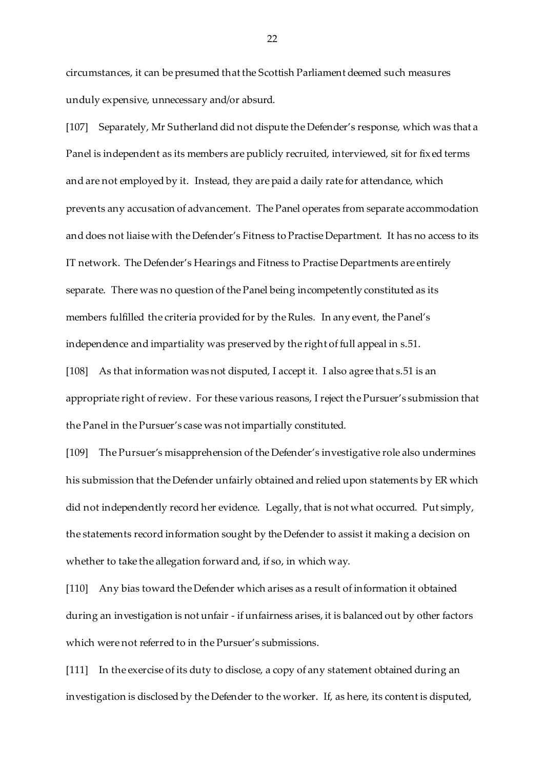circumstances, it can be presumed that the Scottish Parliament deemed such measures unduly expensive, unnecessary and/or absurd.

[107] Separately, Mr Sutherland did not dispute the Defender's response, which was that a Panel is independent as its members are publicly recruited, interviewed, sit for fixed terms and are not employed by it. Instead, they are paid a daily rate for attendance, which prevents any accusation of advancement. The Panel operates from separate accommodation and does not liaise with the Defender's Fitness to Practise Department. It has no access to its IT network. The Defender's Hearings and Fitness to Practise Departments are entirely separate. There was no question of the Panel being incompetently constituted as its members fulfilled the criteria provided for by the Rules. In any event, the Panel's independence and impartiality was preserved by the right of full appeal in s.51.

[108] As that information was not disputed, I accept it. I also agree that s.51 is an appropriate right of review. For these various reasons, I reject the Pursuer's submission that the Panel in the Pursuer's case was not impartially constituted.

[109] The Pursuer's misapprehension of the Defender's investigative role also undermines his submission that the Defender unfairly obtained and relied upon statements by ER which did not independently record her evidence. Legally, that is not what occurred. Put simply, the statements record information sought by the Defender to assist it making a decision on whether to take the allegation forward and, if so, in which way.

[110] Any bias toward the Defender which arises as a result of information it obtained during an investigation is not unfair - if unfairness arises, it is balanced out by other factors which were not referred to in the Pursuer's submissions.

[111] In the exercise of its duty to disclose, a copy of any statement obtained during an investigation is disclosed by the Defender to the worker. If, as here, its content is disputed,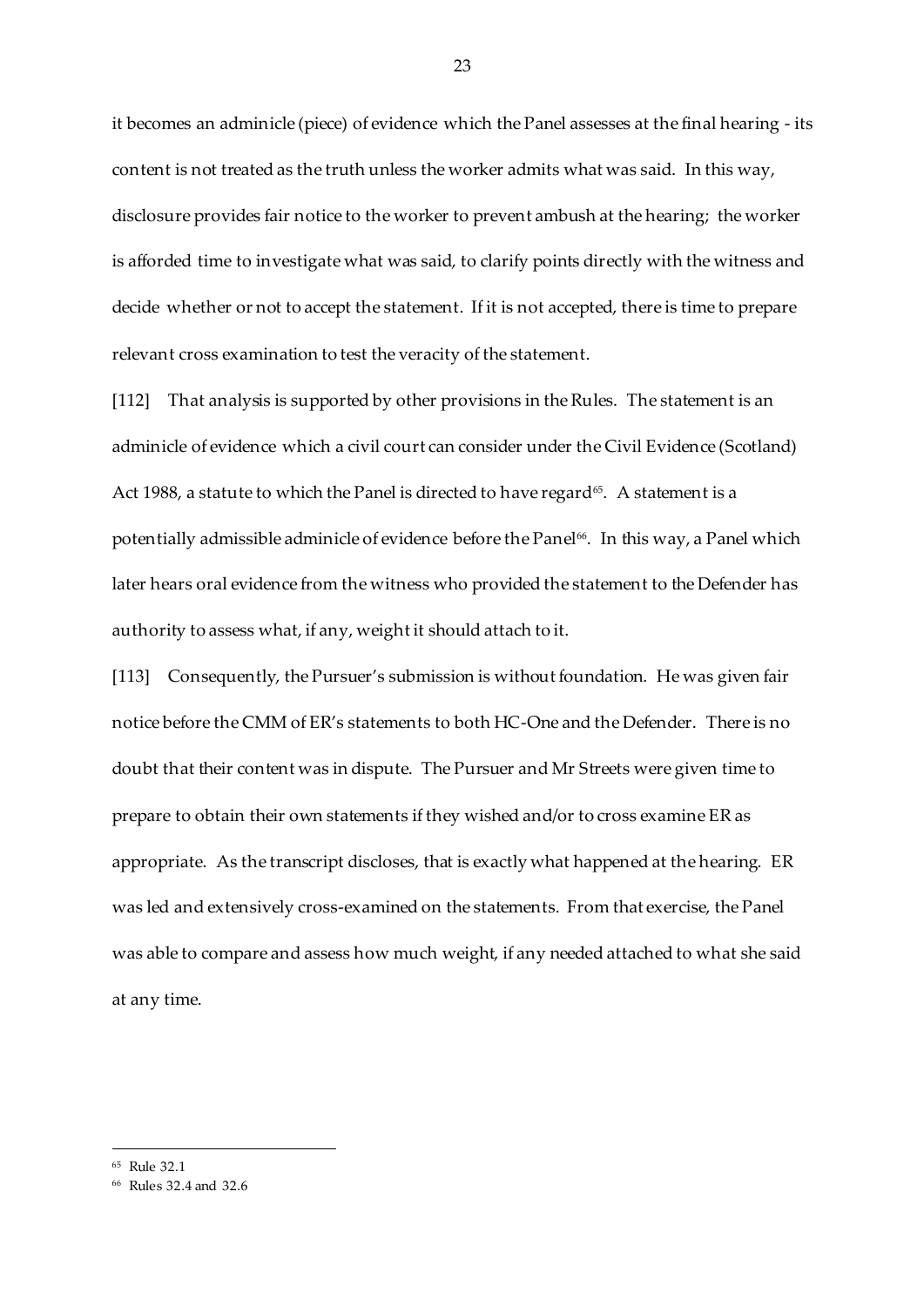it becomes an adminicle (piece) of evidence which the Panel assesses at the final hearing - its content is not treated as the truth unless the worker admits what was said. In this way, disclosure provides fair notice to the worker to prevent ambush at the hearing; the worker is afforded time to investigate what was said, to clarify points directly with the witness and decide whether or not to accept the statement. If it is not accepted, there is time to prepare relevant cross examination to test the veracity of the statement.

[112] That analysis is supported by other provisions in the Rules. The statement is an adminicle of evidence which a civil court can consider under the Civil Evidence (Scotland) Act 1988, a statute to which the Panel is directed to have regard[65]. A statement is a potentially admissible adminicle of evidence before the Panel[66]. In this way, a Panel which later hears oral evidence from the witness who provided the statement to the Defender has authority to assess what, if any, weight it should attach to it.

[113] Consequently, the Pursuer's submission is without foundation. He was given fair notice before the CMM of ER's statements to both HC-One and the Defender. There is no doubt that their content was in dispute. The Pursuer and Mr Streets were given time to prepare to obtain their own statements if they wished and/or to cross examine ER as appropriate. As the transcript discloses, that is exactly what happened at the hearing. ER was led and extensively cross-examined on the statements. From that exercise, the Panel was able to compare and assess how much weight, if any needed attached to what she said at any time.

---

[65] Rule 32.1

[66] Rules 32.4 and 32.6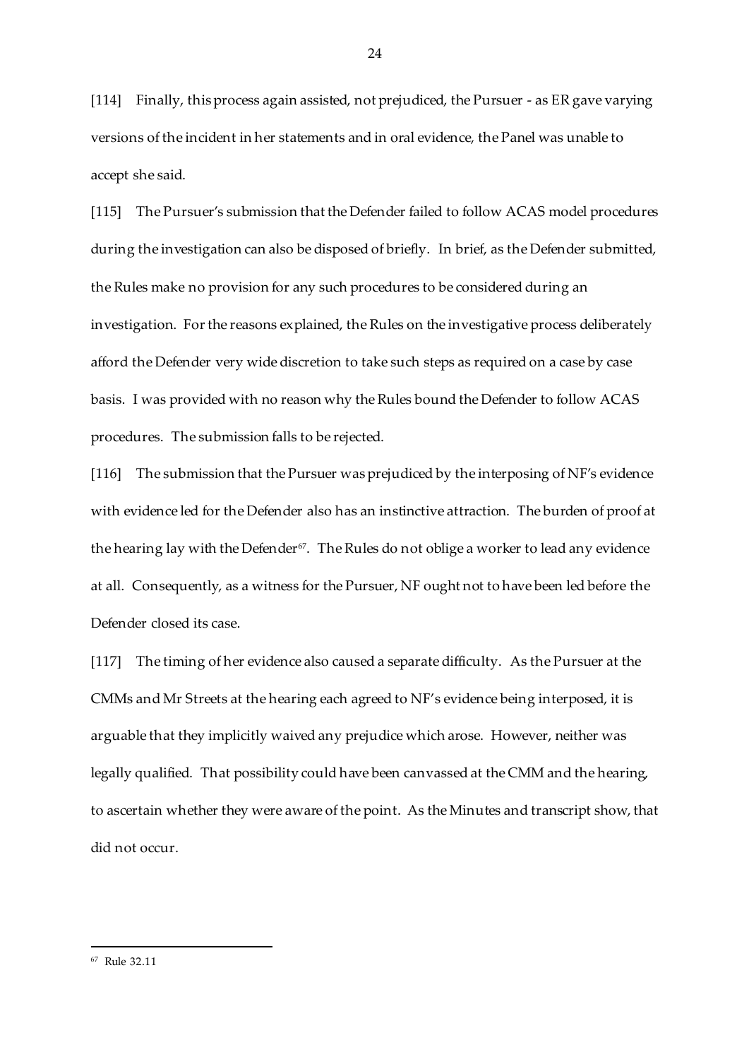[114] Finally, this process again assisted, not prejudiced, the Pursuer - as ER gave varying versions of the incident in her statements and in oral evidence, the Panel was unable to accept she said.

[115] The Pursuer's submission that the Defender failed to follow ACAS model procedures during the investigation can also be disposed of briefly. In brief, as the Defender submitted, the Rules make no provision for any such procedures to be considered during an investigation. For the reasons explained, the Rules on the investigative process deliberately afford the Defender very wide discretion to take such steps as required on a case by case basis. I was provided with no reason why the Rules bound the Defender to follow ACAS procedures. The submission falls to be rejected.

[116] The submission that the Pursuer was prejudiced by the interposing of NF's evidence with evidence led for the Defender also has an instinctive attraction. The burden of proof at the hearing lay with the Defender[67]. The Rules do not oblige a worker to lead any evidence at all. Consequently, as a witness for the Pursuer, NF ought not to have been led before the Defender closed its case.

[117] The timing of her evidence also caused a separate difficulty. As the Pursuer at the CMMs and Mr Streets at the hearing each agreed to NF's evidence being interposed, it is arguable that they implicitly waived any prejudice which arose. However, neither was legally qualified. That possibility could have been canvassed at the CMM and the hearing, to ascertain whether they were aware of the point. As the Minutes and transcript show, that did not occur.

---

[67] Rule 32.11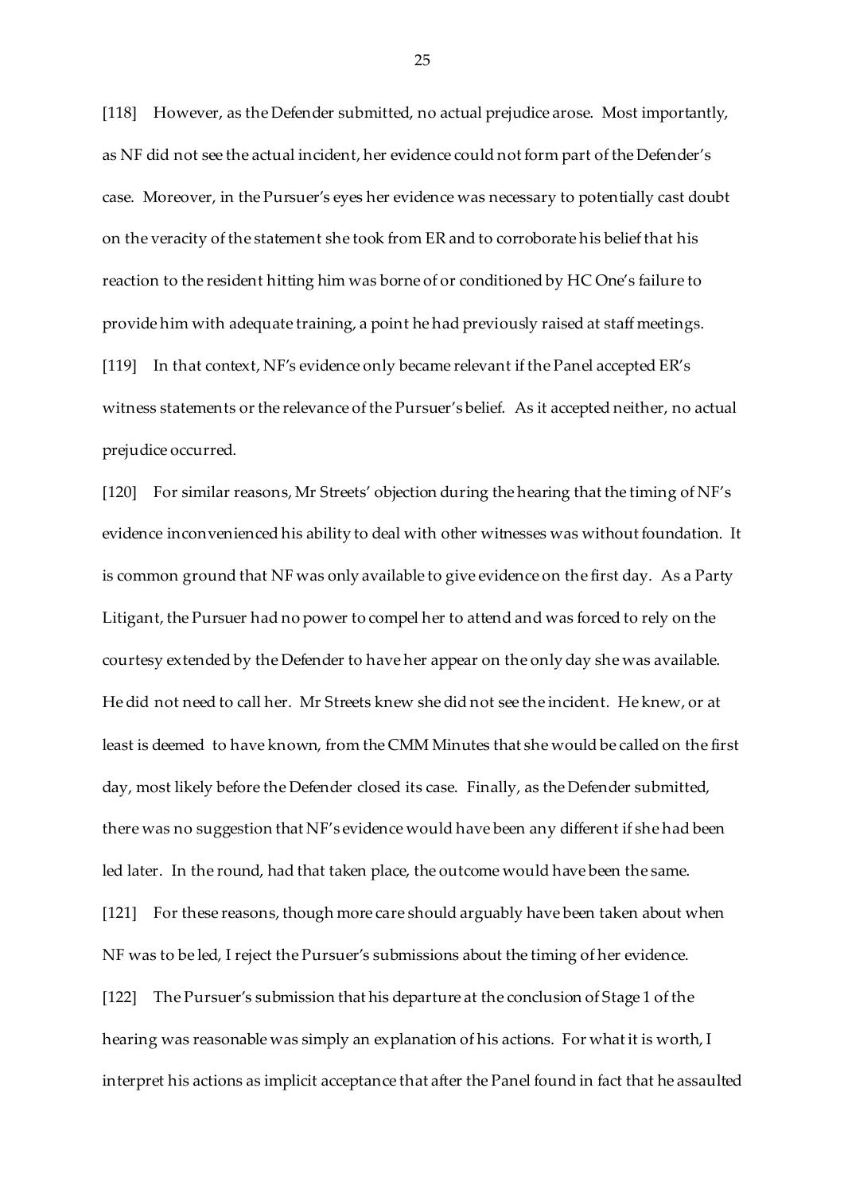[118] However, as the Defender submitted, no actual prejudice arose. Most importantly, as NF did not see the actual incident, her evidence could not form part of the Defender's case. Moreover, in the Pursuer's eyes her evidence was necessary to potentially cast doubt on the veracity of the statement she took from ER and to corroborate his belief that his reaction to the resident hitting him was borne of or conditioned by HC One's failure to provide him with adequate training, a point he had previously raised at staff meetings.

[119] In that context, NF's evidence only became relevant if the Panel accepted ER's witness statements or the relevance of the Pursuer's belief. As it accepted neither, no actual prejudice occurred.

[120] For similar reasons, Mr Streets' objection during the hearing that the timing of NF's evidence inconvenienced his ability to deal with other witnesses was without foundation. It is common ground that NF was only available to give evidence on the first day. As a Party Litigant, the Pursuer had no power to compel her to attend and was forced to rely on the courtesy extended by the Defender to have her appear on the only day she was available. He did not need to call her. Mr Streets knew she did not see the incident. He knew, or at least is deemed to have known, from the CMM Minutes that she would be called on the first day, most likely before the Defender closed its case. Finally, as the Defender submitted, there was no suggestion that NF's evidence would have been any different if she had been led later. In the round, had that taken place, the outcome would have been the same.

[121] For these reasons, though more care should arguably have been taken about when NF was to be led, I reject the Pursuer's submissions about the timing of her evidence.

[122] The Pursuer's submission that his departure at the conclusion of Stage 1 of the hearing was reasonable was simply an explanation of his actions. For what it is worth, I interpret his actions as implicit acceptance that after the Panel found in fact that he assaulted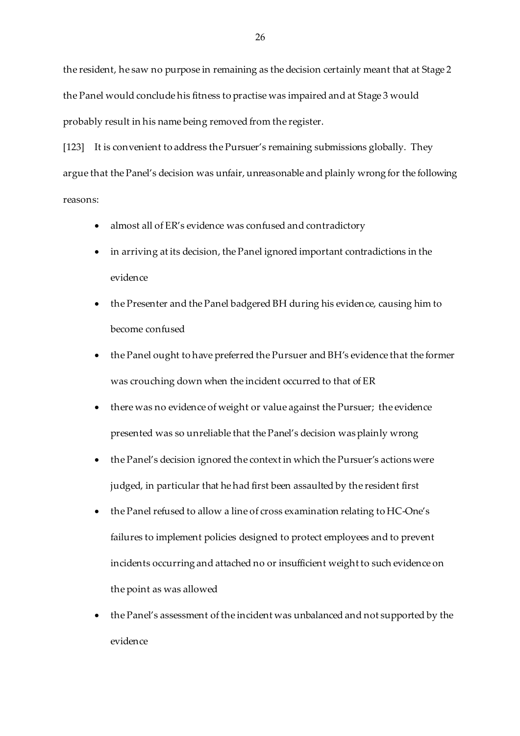the resident, he saw no purpose in remaining as the decision certainly meant that at Stage 2 the Panel would conclude his fitness to practise was impaired and at Stage 3 would probably result in his name being removed from the register.

[123] It is convenient to address the Pursuer's remaining submissions globally. They argue that the Panel's decision was unfair, unreasonable and plainly wrong for the following reasons:

- almost all of ER's evidence was confused and contradictory
- in arriving at its decision, the Panel ignored important contradictions in the evidence
- the Presenter and the Panel badgered BH during his evidence, causing him to become confused
- the Panel ought to have preferred the Pursuer and BH's evidence that the former was crouching down when the incident occurred to that of ER
- there was no evidence of weight or value against the Pursuer; the evidence presented was so unreliable that the Panel's decision was plainly wrong
- the Panel's decision ignored the context in which the Pursuer's actions were judged, in particular that he had first been assaulted by the resident first
- the Panel refused to allow a line of cross examination relating to HC-One's failures to implement policies designed to protect employees and to prevent incidents occurring and attached no or insufficient weight to such evidence on the point as was allowed
- the Panel's assessment of the incident was unbalanced and not supported by the evidence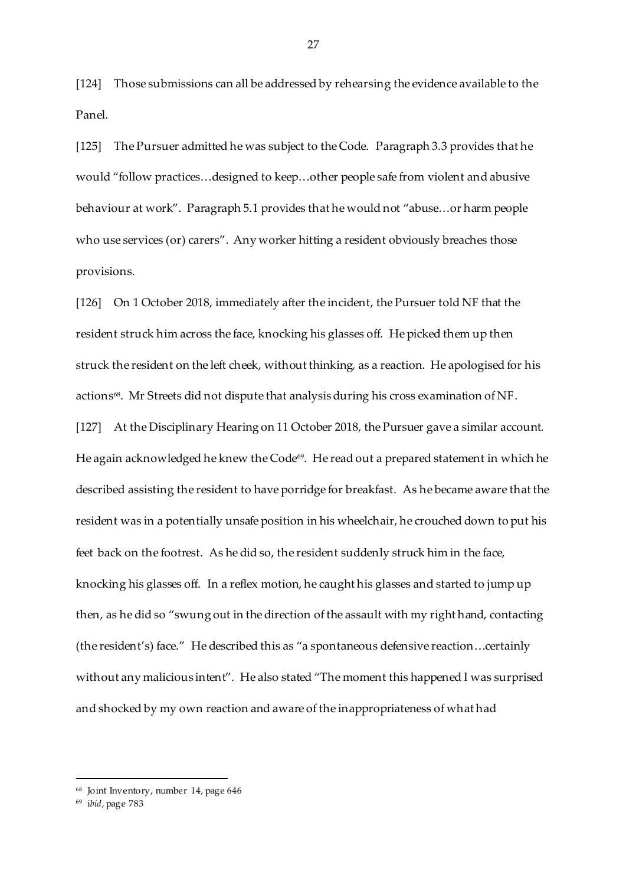[124] Those submissions can all be addressed by rehearsing the evidence available to the Panel.

[125] The Pursuer admitted he was subject to the Code. Paragraph 3.3 provides that he would "follow practices…designed to keep…other people safe from violent and abusive behaviour at work". Paragraph 5.1 provides that he would not "abuse…or harm people who use services (or) carers". Any worker hitting a resident obviously breaches those provisions.

[126] On 1 October 2018, immediately after the incident, the Pursuer told NF that the resident struck him across the face, knocking his glasses off. He picked them up then struck the resident on the left cheek, without thinking, as a reaction. He apologised for his actions[68]. Mr Streets did not dispute that analysis during his cross examination of NF.

[127] At the Disciplinary Hearing on 11 October 2018, the Pursuer gave a similar account. He again acknowledged he knew the Code[69]. He read out a prepared statement in which he described assisting the resident to have porridge for breakfast. As he became aware that the resident was in a potentially unsafe position in his wheelchair, he crouched down to put his feet back on the footrest. As he did so, the resident suddenly struck him in the face, knocking his glasses off. In a reflex motion, he caught his glasses and started to jump up then, as he did so "swung out in the direction of the assault with my right hand, contacting (the resident's) face." He described this as "a spontaneous defensive reaction…certainly without any malicious intent". He also stated "The moment this happened I was surprised and shocked by my own reaction and aware of the inappropriateness of what had

---

[68] Joint Inventory, number 14, page 646

[69] *ibid*, page 783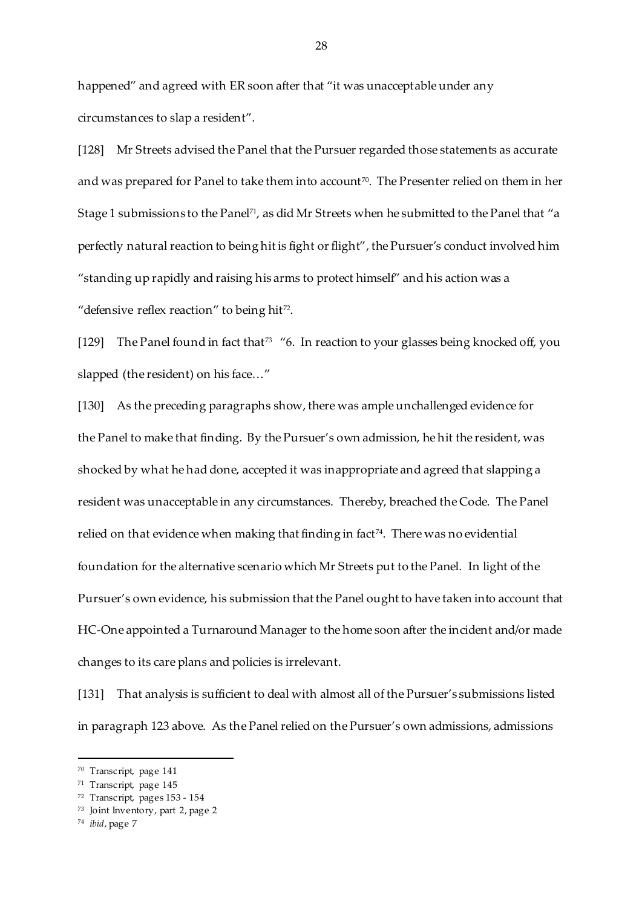happened" and agreed with ER soon after that "it was unacceptable under any circumstances to slap a resident".

[128] Mr Streets advised the Panel that the Pursuer regarded those statements as accurate and was prepared for Panel to take them into account[70]. The Presenter relied on them in her Stage 1 submissions to the Panel[71], as did Mr Streets when he submitted to the Panel that "a perfectly natural reaction to being hit is fight or flight", the Pursuer's conduct involved him "standing up rapidly and raising his arms to protect himself" and his action was a "defensive reflex reaction" to being hit[72].

[129] The Panel found in fact that[73] "6. In reaction to your glasses being knocked off, you slapped (the resident) on his face…"

[130] As the preceding paragraphs show, there was ample unchallenged evidence for the Panel to make that finding. By the Pursuer's own admission, he hit the resident, was shocked by what he had done, accepted it was inappropriate and agreed that slapping a resident was unacceptable in any circumstances. Thereby, breached the Code. The Panel relied on that evidence when making that finding in fact[74]. There was no evidential foundation for the alternative scenario which Mr Streets put to the Panel. In light of the Pursuer's own evidence, his submission that the Panel ought to have taken into account that HC-One appointed a Turnaround Manager to the home soon after the incident and/or made changes to its care plans and policies is irrelevant.

[131] That analysis is sufficient to deal with almost all of the Pursuer's submissions listed in paragraph 123 above. As the Panel relied on the Pursuer's own admissions, admissions

---

[70] Transcript, page 141

[71] Transcript, page 145

[72] Transcript, pages 153 - 154

[73] Joint Inventory, part 2, page 2

[74] *ibid*, page 7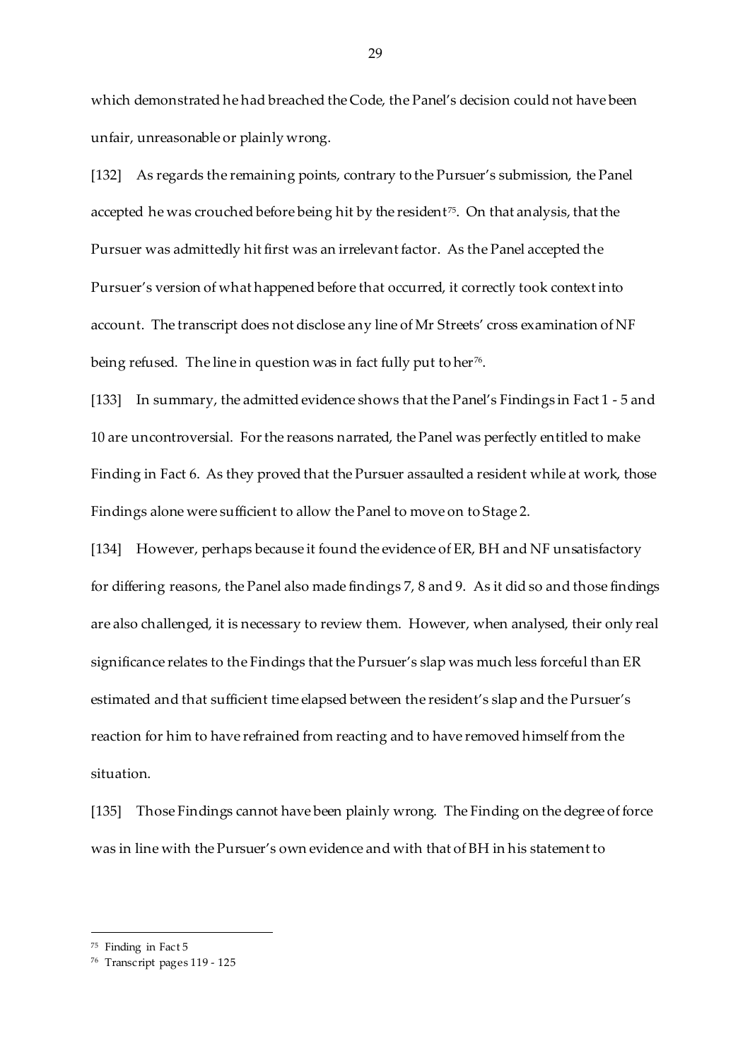which demonstrated he had breached the Code, the Panel's decision could not have been unfair, unreasonable or plainly wrong.

[132] As regards the remaining points, contrary to the Pursuer's submission, the Panel accepted he was crouched before being hit by the resident[75]. On that analysis, that the Pursuer was admittedly hit first was an irrelevant factor. As the Panel accepted the Pursuer's version of what happened before that occurred, it correctly took context into account. The transcript does not disclose any line of Mr Streets' cross examination of NF being refused. The line in question was in fact fully put to her[76].

[133] In summary, the admitted evidence shows that the Panel's Findings in Fact 1 - 5 and 10 are uncontroversial. For the reasons narrated, the Panel was perfectly entitled to make Finding in Fact 6. As they proved that the Pursuer assaulted a resident while at work, those Findings alone were sufficient to allow the Panel to move on to Stage 2.

[134] However, perhaps because it found the evidence of ER, BH and NF unsatisfactory for differing reasons, the Panel also made findings 7, 8 and 9. As it did so and those findings are also challenged, it is necessary to review them. However, when analysed, their only real significance relates to the Findings that the Pursuer's slap was much less forceful than ER estimated and that sufficient time elapsed between the resident's slap and the Pursuer's reaction for him to have refrained from reacting and to have removed himself from the situation.

[135] Those Findings cannot have been plainly wrong. The Finding on the degree of force was in line with the Pursuer's own evidence and with that of BH in his statement to

---

[75] Finding in Fact 5

[76] Transcript pages 119 - 125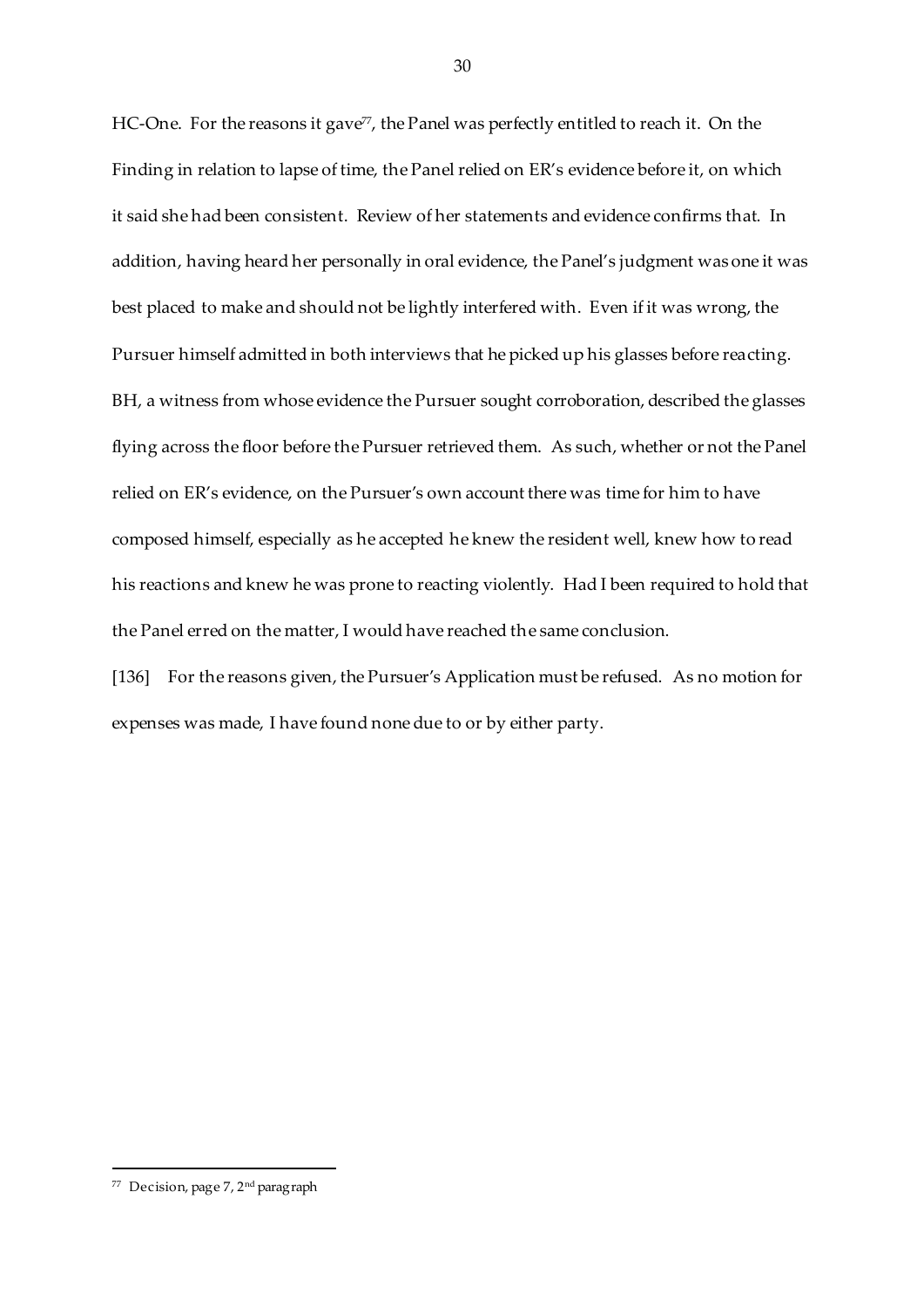HC-One. For the reasons it gave[77], the Panel was perfectly entitled to reach it. On the Finding in relation to lapse of time, the Panel relied on ER's evidence before it, on which it said she had been consistent. Review of her statements and evidence confirms that. In addition, having heard her personally in oral evidence, the Panel's judgment was one it was best placed to make and should not be lightly interfered with. Even if it was wrong, the Pursuer himself admitted in both interviews that he picked up his glasses before reacting. BH, a witness from whose evidence the Pursuer sought corroboration, described the glasses flying across the floor before the Pursuer retrieved them. As such, whether or not the Panel relied on ER's evidence, on the Pursuer's own account there was time for him to have composed himself, especially as he accepted he knew the resident well, knew how to read his reactions and knew he was prone to reacting violently. Had I been required to hold that the Panel erred on the matter, I would have reached the same conclusion.

[136] For the reasons given, the Pursuer's Application must be refused. As no motion for expenses was made, I have found none due to or by either party.

[77] Decision, page 7, 2nd paragraph